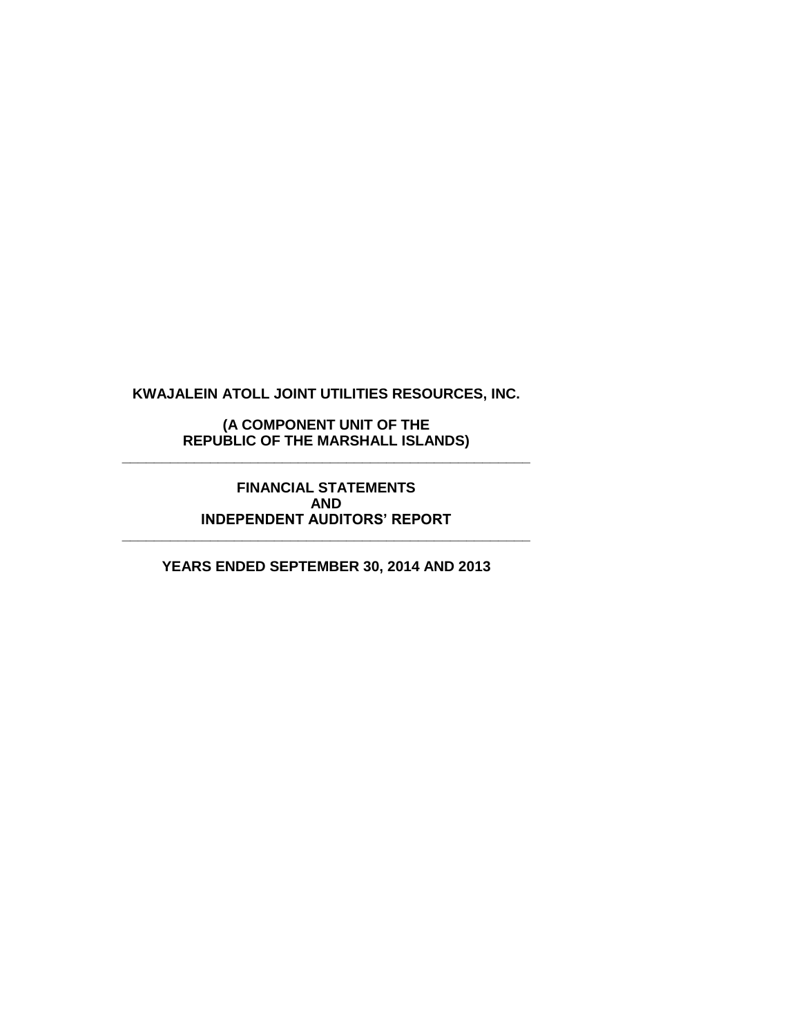# KWAJALEIN ATOLL JOINT UTILITIES RESOURCES, INC.

## (A COMPONENT UNIT OF THE REPUBLIC OF THE MARSHALL ISLANDS)

---

## FINANCIAL STATEMENTS AND INDEPENDENT AUDITORS' REPORT

---

## YEARS ENDED SEPTEMBER 30, 2014 AND 2013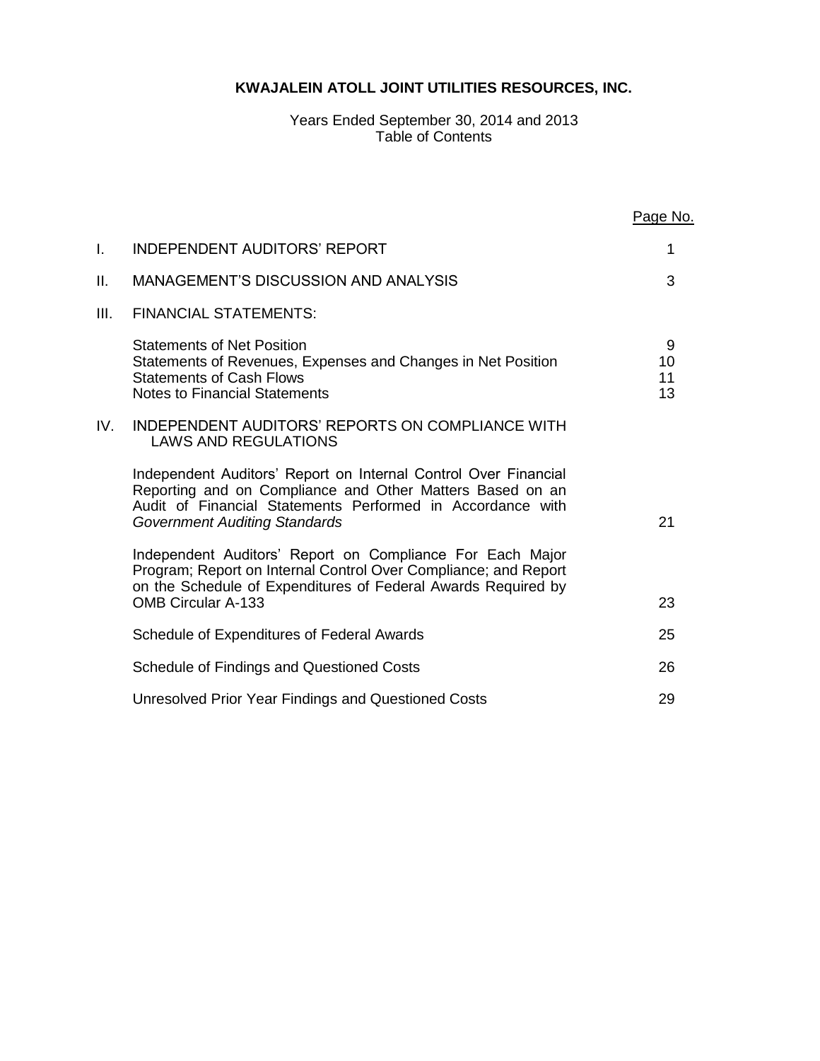# KWAJALEIN ATOLL JOINT UTILITIES RESOURCES, INC.

Years Ended September 30, 2014 and 2013
Table of Contents

| | | Page No. |
|---|---|---|
| I. | INDEPENDENT AUDITORS' REPORT | 1 |
| II. | MANAGEMENT'S DISCUSSION AND ANALYSIS | 3 |
| III. | FINANCIAL STATEMENTS: | |
| | Statements of Net Position | 9 |
| | Statements of Revenues, Expenses and Changes in Net Position | 10 |
| | Statements of Cash Flows | 11 |
| | Notes to Financial Statements | 13 |
| IV. | INDEPENDENT AUDITORS' REPORTS ON COMPLIANCE WITH LAWS AND REGULATIONS | |
| | Independent Auditors' Report on Internal Control Over Financial Reporting and on Compliance and Other Matters Based on an Audit of Financial Statements Performed in Accordance with *Government Auditing Standards* | 21 |
| | Independent Auditors' Report on Compliance For Each Major Program; Report on Internal Control Over Compliance; and Report on the Schedule of Expenditures of Federal Awards Required by OMB Circular A-133 | 23 |
| | Schedule of Expenditures of Federal Awards | 25 |
| | Schedule of Findings and Questioned Costs | 26 |
| | Unresolved Prior Year Findings and Questioned Costs | 29 |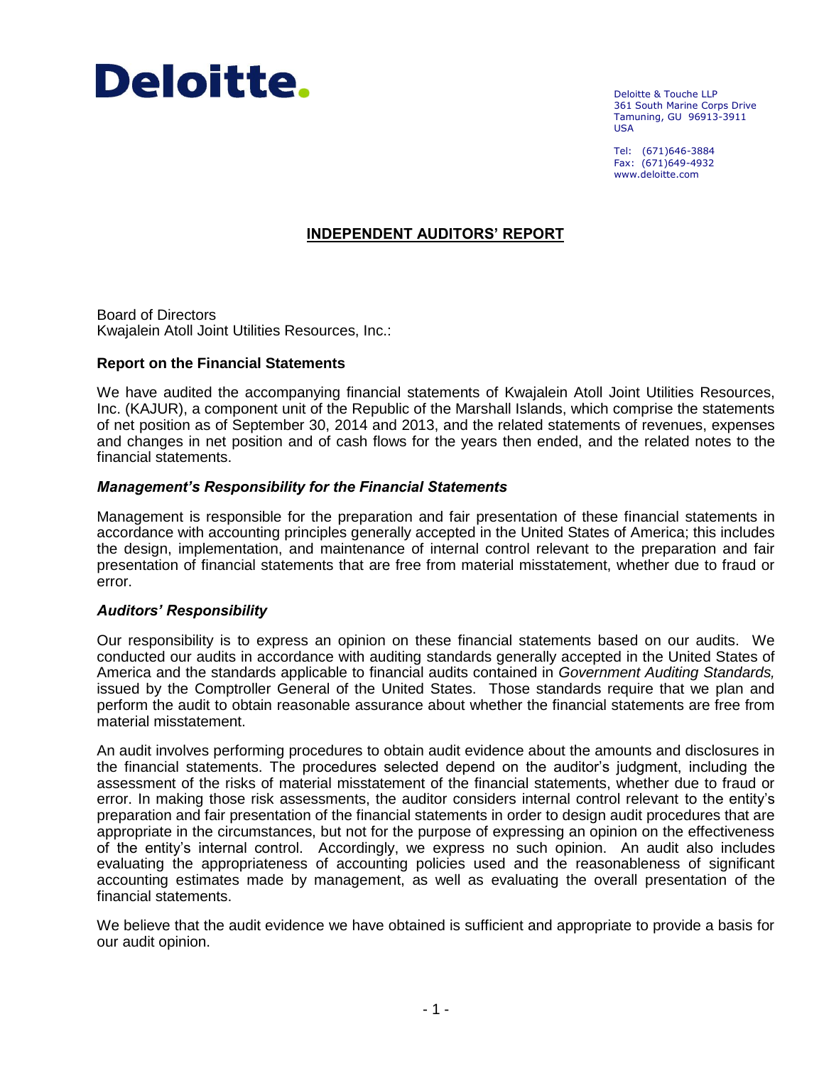Deloitte.

Deloitte & Touche LLP
361 South Marine Corps Drive
Tamuning, GU 96913-3911
USA

Tel: (671)646-3884
Fax: (671)649-4932
www.deloitte.com

# INDEPENDENT AUDITORS' REPORT

Board of Directors
Kwajalein Atoll Joint Utilities Resources, Inc.:

## Report on the Financial Statements

We have audited the accompanying financial statements of Kwajalein Atoll Joint Utilities Resources, Inc. (KAJUR), a component unit of the Republic of the Marshall Islands, which comprise the statements of net position as of September 30, 2014 and 2013, and the related statements of revenues, expenses and changes in net position and of cash flows for the years then ended, and the related notes to the financial statements.

### *Management's Responsibility for the Financial Statements*

Management is responsible for the preparation and fair presentation of these financial statements in accordance with accounting principles generally accepted in the United States of America; this includes the design, implementation, and maintenance of internal control relevant to the preparation and fair presentation of financial statements that are free from material misstatement, whether due to fraud or error.

### *Auditors' Responsibility*

Our responsibility is to express an opinion on these financial statements based on our audits. We conducted our audits in accordance with auditing standards generally accepted in the United States of America and the standards applicable to financial audits contained in *Government Auditing Standards,* issued by the Comptroller General of the United States. Those standards require that we plan and perform the audit to obtain reasonable assurance about whether the financial statements are free from material misstatement.

An audit involves performing procedures to obtain audit evidence about the amounts and disclosures in the financial statements. The procedures selected depend on the auditor's judgment, including the assessment of the risks of material misstatement of the financial statements, whether due to fraud or error. In making those risk assessments, the auditor considers internal control relevant to the entity's preparation and fair presentation of the financial statements in order to design audit procedures that are appropriate in the circumstances, but not for the purpose of expressing an opinion on the effectiveness of the entity's internal control. Accordingly, we express no such opinion. An audit also includes evaluating the appropriateness of accounting policies used and the reasonableness of significant accounting estimates made by management, as well as evaluating the overall presentation of the financial statements.

We believe that the audit evidence we have obtained is sufficient and appropriate to provide a basis for our audit opinion.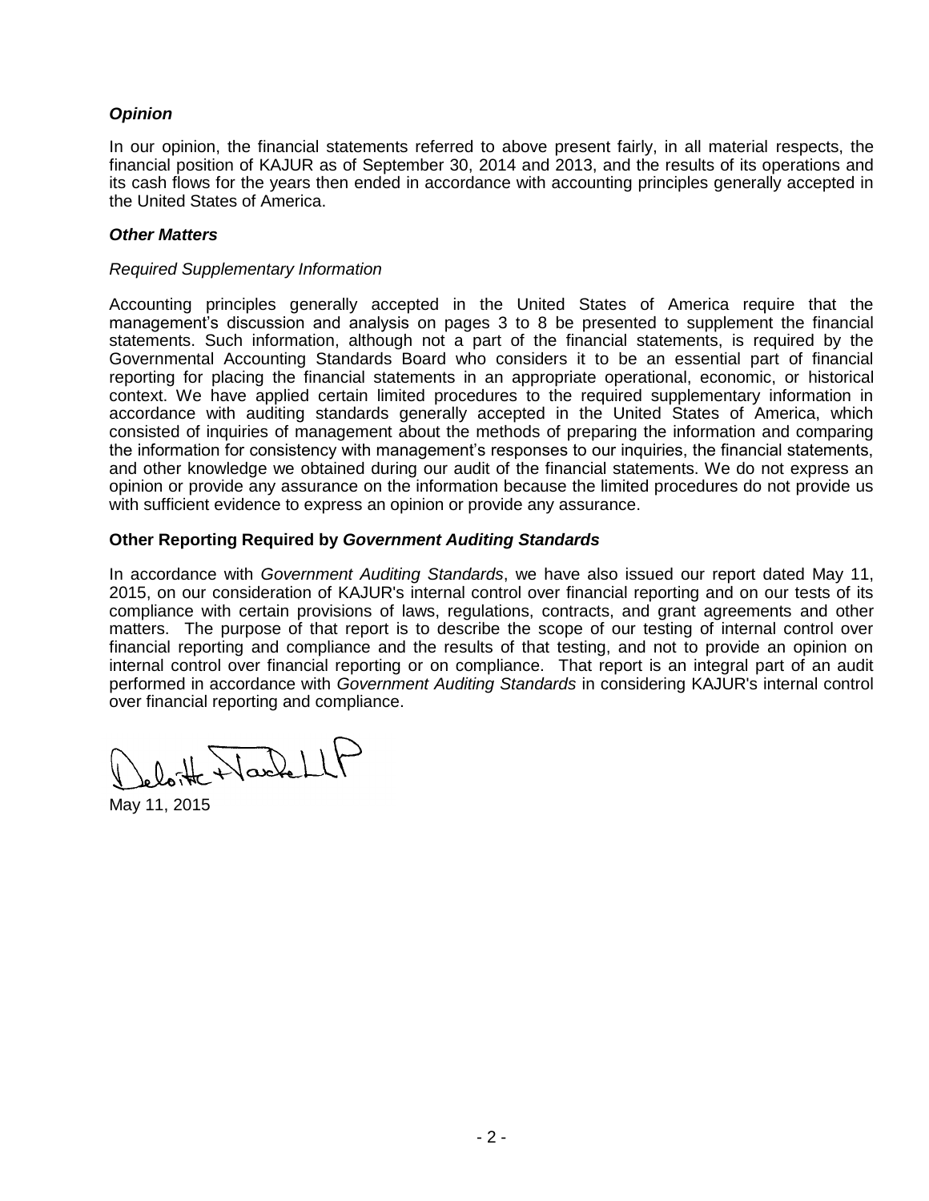### *Opinion*

In our opinion, the financial statements referred to above present fairly, in all material respects, the financial position of KAJUR as of September 30, 2014 and 2013, and the results of its operations and its cash flows for the years then ended in accordance with accounting principles generally accepted in the United States of America.

### *Other Matters*

*Required Supplementary Information*

Accounting principles generally accepted in the United States of America require that the management's discussion and analysis on pages 3 to 8 be presented to supplement the financial statements. Such information, although not a part of the financial statements, is required by the Governmental Accounting Standards Board who considers it to be an essential part of financial reporting for placing the financial statements in an appropriate operational, economic, or historical context. We have applied certain limited procedures to the required supplementary information in accordance with auditing standards generally accepted in the United States of America, which consisted of inquiries of management about the methods of preparing the information and comparing the information for consistency with management's responses to our inquiries, the financial statements, and other knowledge we obtained during our audit of the financial statements. We do not express an opinion or provide any assurance on the information because the limited procedures do not provide us with sufficient evidence to express an opinion or provide any assurance.

### Other Reporting Required by *Government Auditing Standards*

In accordance with *Government Auditing Standards*, we have also issued our report dated May 11, 2015, on our consideration of KAJUR's internal control over financial reporting and on our tests of its compliance with certain provisions of laws, regulations, contracts, and grant agreements and other matters. The purpose of that report is to describe the scope of our testing of internal control over financial reporting and compliance and the results of that testing, and not to provide an opinion on internal control over financial reporting or on compliance. That report is an integral part of an audit performed in accordance with *Government Auditing Standards* in considering KAJUR's internal control over financial reporting and compliance.

Deloitte & Touche LLP

May 11, 2015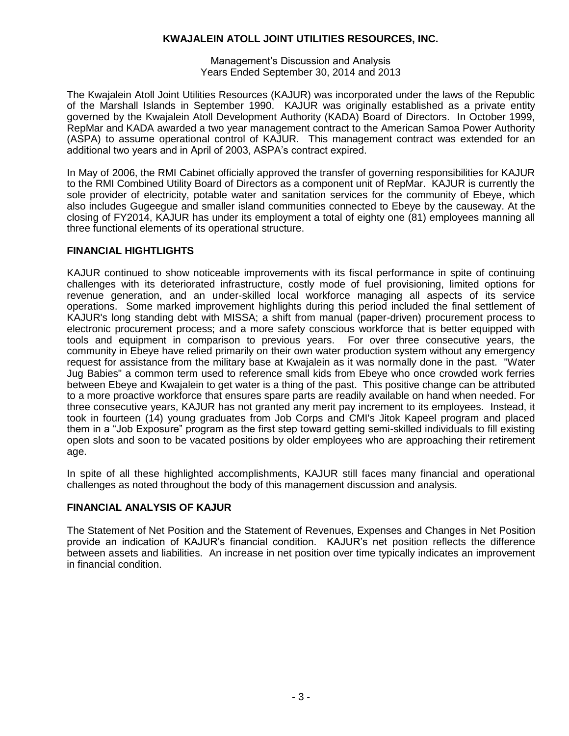**KWAJALEIN ATOLL JOINT UTILITIES RESOURCES, INC.**

Management's Discussion and Analysis
Years Ended September 30, 2014 and 2013

The Kwajalein Atoll Joint Utilities Resources (KAJUR) was incorporated under the laws of the Republic of the Marshall Islands in September 1990. KAJUR was originally established as a private entity governed by the Kwajalein Atoll Development Authority (KADA) Board of Directors. In October 1999, RepMar and KADA awarded a two year management contract to the American Samoa Power Authority (ASPA) to assume operational control of KAJUR. This management contract was extended for an additional two years and in April of 2003, ASPA's contract expired.

In May of 2006, the RMI Cabinet officially approved the transfer of governing responsibilities for KAJUR to the RMI Combined Utility Board of Directors as a component unit of RepMar. KAJUR is currently the sole provider of electricity, potable water and sanitation services for the community of Ebeye, which also includes Gugeegue and smaller island communities connected to Ebeye by the causeway. At the closing of FY2014, KAJUR has under its employment a total of eighty one (81) employees manning all three functional elements of its operational structure.

## FINANCIAL HIGHTLIGHTS

KAJUR continued to show noticeable improvements with its fiscal performance in spite of continuing challenges with its deteriorated infrastructure, costly mode of fuel provisioning, limited options for revenue generation, and an under-skilled local workforce managing all aspects of its service operations. Some marked improvement highlights during this period included the final settlement of KAJUR's long standing debt with MISSA; a shift from manual (paper-driven) procurement process to electronic procurement process; and a more safety conscious workforce that is better equipped with tools and equipment in comparison to previous years. For over three consecutive years, the community in Ebeye have relied primarily on their own water production system without any emergency request for assistance from the military base at Kwajalein as it was normally done in the past. "Water Jug Babies" a common term used to reference small kids from Ebeye who once crowded work ferries between Ebeye and Kwajalein to get water is a thing of the past. This positive change can be attributed to a more proactive workforce that ensures spare parts are readily available on hand when needed. For three consecutive years, KAJUR has not granted any merit pay increment to its employees. Instead, it took in fourteen (14) young graduates from Job Corps and CMI's Jitok Kapeel program and placed them in a "Job Exposure" program as the first step toward getting semi-skilled individuals to fill existing open slots and soon to be vacated positions by older employees who are approaching their retirement age.

In spite of all these highlighted accomplishments, KAJUR still faces many financial and operational challenges as noted throughout the body of this management discussion and analysis.

## FINANCIAL ANALYSIS OF KAJUR

The Statement of Net Position and the Statement of Revenues, Expenses and Changes in Net Position provide an indication of KAJUR's financial condition. KAJUR's net position reflects the difference between assets and liabilities. An increase in net position over time typically indicates an improvement in financial condition.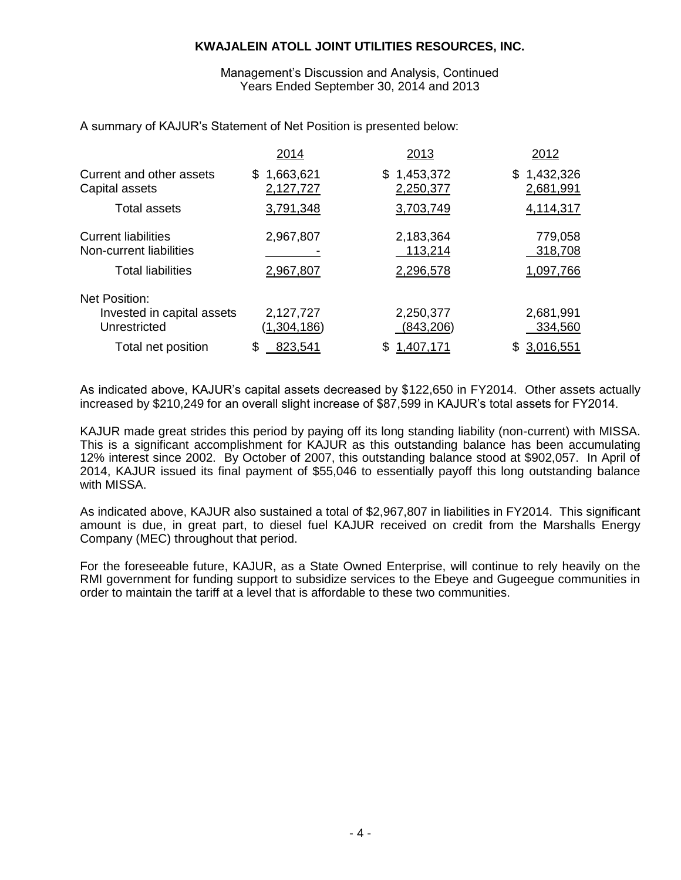A summary of KAJUR's Statement of Net Position is presented below:

| | 2014 | 2013 | 2012 |
|---|---|---|---|
| Current and other assets | $ 1,663,621 | $ 1,453,372 | $ 1,432,326 |
| Capital assets | 2,127,727 | 2,250,377 | 2,681,991 |
| Total assets | 3,791,348 | 3,703,749 | 4,114,317 |
| Current liabilities | 2,967,807 | 2,183,364 | 779,058 |
| Non-current liabilities | - | 113,214 | 318,708 |
| Total liabilities | 2,967,807 | 2,296,578 | 1,097,766 |
| Net Position: | | | |
| Invested in capital assets | 2,127,727 | 2,250,377 | 2,681,991 |
| Unrestricted | (1,304,186) | (843,206) | 334,560 |
| Total net position | $ 823,541 | $ 1,407,171 | $ 3,016,551 |

As indicated above, KAJUR's capital assets decreased by $122,650 in FY2014. Other assets actually increased by $210,249 for an overall slight increase of $87,599 in KAJUR's total assets for FY2014.

KAJUR made great strides this period by paying off its long standing liability (non-current) with MISSA. This is a significant accomplishment for KAJUR as this outstanding balance has been accumulating 12% interest since 2002. By October of 2007, this outstanding balance stood at $902,057. In April of 2014, KAJUR issued its final payment of $55,046 to essentially payoff this long outstanding balance with MISSA.

As indicated above, KAJUR also sustained a total of $2,967,807 in liabilities in FY2014. This significant amount is due, in great part, to diesel fuel KAJUR received on credit from the Marshalls Energy Company (MEC) throughout that period.

For the foreseeable future, KAJUR, as a State Owned Enterprise, will continue to rely heavily on the RMI government for funding support to subsidize services to the Ebeye and Gugeegue communities in order to maintain the tariff at a level that is affordable to these two communities.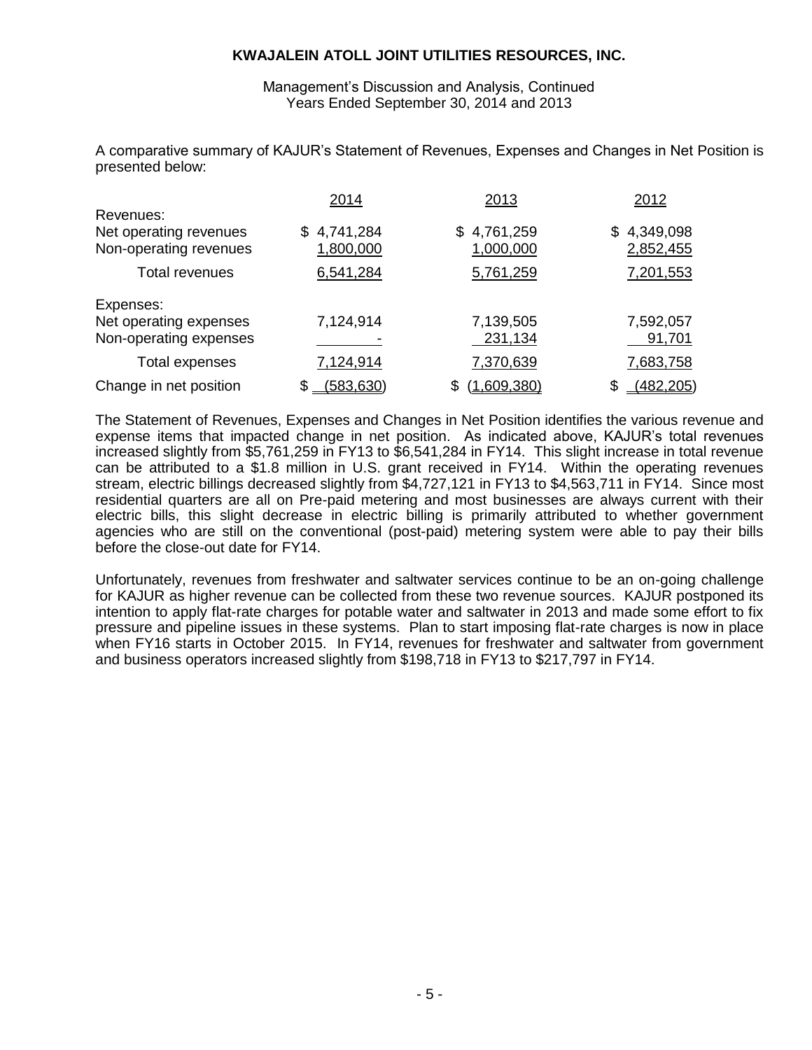**KWAJALEIN ATOLL JOINT UTILITIES RESOURCES, INC.**

Management's Discussion and Analysis, Continued
Years Ended September 30, 2014 and 2013

A comparative summary of KAJUR's Statement of Revenues, Expenses and Changes in Net Position is presented below:

| | 2014 | 2013 | 2012 |
|---|---|---|---|
| Revenues: | | | |
| Net operating revenues | $ 4,741,284 | $ 4,761,259 | $ 4,349,098 |
| Non-operating revenues | 1,800,000 | 1,000,000 | 2,852,455 |
| Total revenues | 6,541,284 | 5,761,259 | 7,201,553 |
| Expenses: | | | |
| Net operating expenses | 7,124,914 | 7,139,505 | 7,592,057 |
| Non-operating expenses | - | 231,134 | 91,701 |
| Total expenses | 7,124,914 | 7,370,639 | 7,683,758 |
| Change in net position | $ (583,630) | $ (1,609,380) | $ (482,205) |

The Statement of Revenues, Expenses and Changes in Net Position identifies the various revenue and expense items that impacted change in net position. As indicated above, KAJUR's total revenues increased slightly from $5,761,259 in FY13 to $6,541,284 in FY14. This slight increase in total revenue can be attributed to a $1.8 million in U.S. grant received in FY14. Within the operating revenues stream, electric billings decreased slightly from $4,727,121 in FY13 to $4,563,711 in FY14. Since most residential quarters are all on Pre-paid metering and most businesses are always current with their electric bills, this slight decrease in electric billing is primarily attributed to whether government agencies who are still on the conventional (post-paid) metering system were able to pay their bills before the close-out date for FY14.

Unfortunately, revenues from freshwater and saltwater services continue to be an on-going challenge for KAJUR as higher revenue can be collected from these two revenue sources. KAJUR postponed its intention to apply flat-rate charges for potable water and saltwater in 2013 and made some effort to fix pressure and pipeline issues in these systems. Plan to start imposing flat-rate charges is now in place when FY16 starts in October 2015. In FY14, revenues for freshwater and saltwater from government and business operators increased slightly from $198,718 in FY13 to $217,797 in FY14.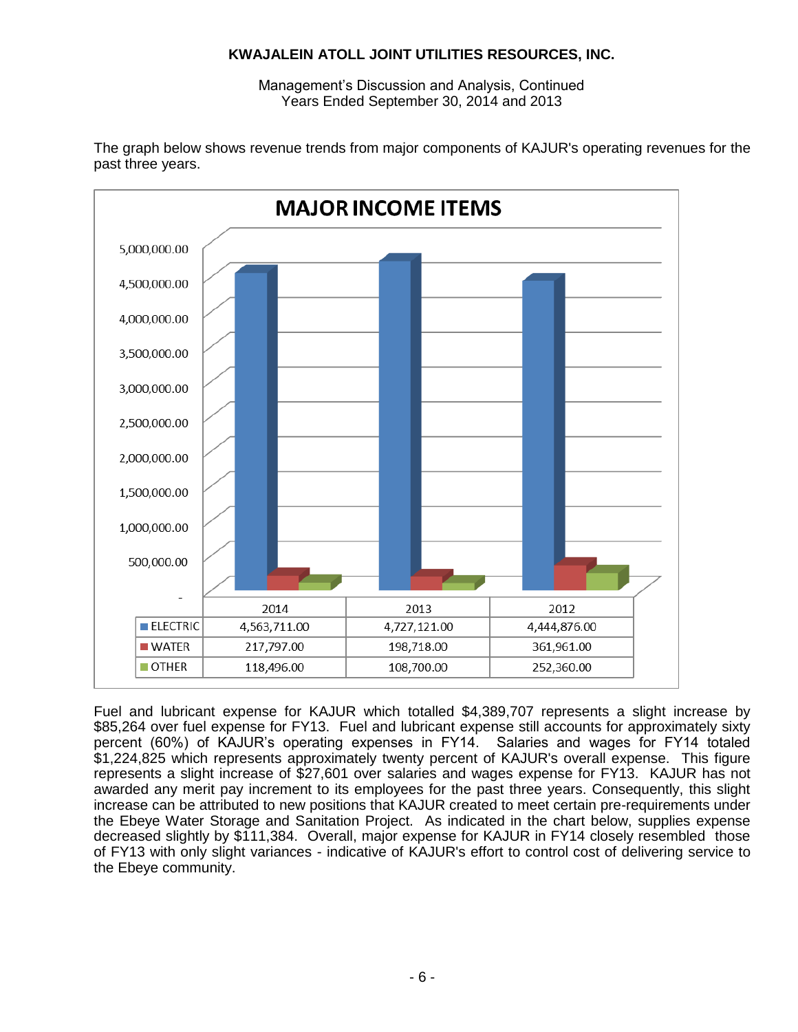# KWAJALEIN ATOLL JOINT UTILITIES RESOURCES, INC.

Management's Discussion and Analysis, Continued
Years Ended September 30, 2014 and 2013

The graph below shows revenue trends from major components of KAJUR's operating revenues for the past three years.

**MAJOR INCOME ITEMS**

| | 2014 | 2013 | 2012 |
|---|---|---|---|
| ELECTRIC | 4,563,711.00 | 4,727,121.00 | 4,444,876.00 |
| WATER | 217,797.00 | 198,718.00 | 361,961.00 |
| OTHER | 118,496.00 | 108,700.00 | 252,360.00 |

Fuel and lubricant expense for KAJUR which totalled $4,389,707 represents a slight increase by $85,264 over fuel expense for FY13. Fuel and lubricant expense still accounts for approximately sixty percent (60%) of KAJUR's operating expenses in FY14. Salaries and wages for FY14 totaled $1,224,825 which represents approximately twenty percent of KAJUR's overall expense. This figure represents a slight increase of $27,601 over salaries and wages expense for FY13. KAJUR has not awarded any merit pay increment to its employees for the past three years. Consequently, this slight increase can be attributed to new positions that KAJUR created to meet certain pre-requirements under the Ebeye Water Storage and Sanitation Project. As indicated in the chart below, supplies expense decreased slightly by $111,384. Overall, major expense for KAJUR in FY14 closely resembled those of FY13 with only slight variances - indicative of KAJUR's effort to control cost of delivering service to the Ebeye community.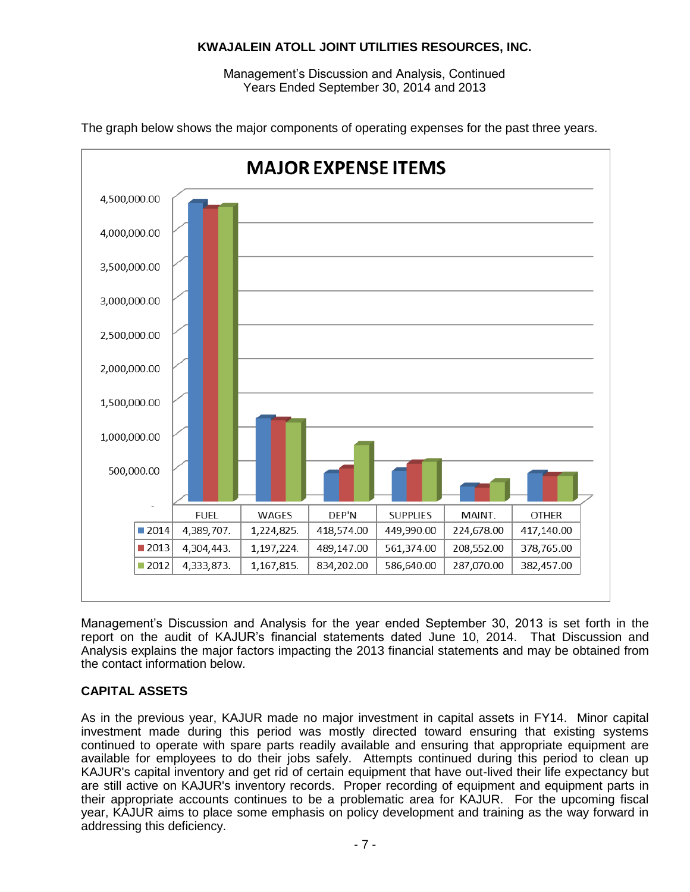The graph below shows the major components of operating expenses for the past three years.

**MAJOR EXPENSE ITEMS**

| | FUEL | WAGES | DEP'N | SUPPLIES | MAINT. | OTHER |
|---|---|---|---|---|---|---|
| 2014 | 4,389,707. | 1,224,825. | 418,574.00 | 449,990.00 | 224,678.00 | 417,140.00 |
| 2013 | 4,304,443. | 1,197,224. | 489,147.00 | 561,374.00 | 208,552.00 | 378,765.00 |
| 2012 | 4,333,873. | 1,167,815. | 834,202.00 | 586,640.00 | 287,070.00 | 382,457.00 |

Management's Discussion and Analysis for the year ended September 30, 2013 is set forth in the report on the audit of KAJUR's financial statements dated June 10, 2014. That Discussion and Analysis explains the major factors impacting the 2013 financial statements and may be obtained from the contact information below.

## CAPITAL ASSETS

As in the previous year, KAJUR made no major investment in capital assets in FY14. Minor capital investment made during this period was mostly directed toward ensuring that existing systems continued to operate with spare parts readily available and ensuring that appropriate equipment are available for employees to do their jobs safely. Attempts continued during this period to clean up KAJUR's capital inventory and get rid of certain equipment that have out-lived their life expectancy but are still active on KAJUR's inventory records. Proper recording of equipment and equipment parts in their appropriate accounts continues to be a problematic area for KAJUR. For the upcoming fiscal year, KAJUR aims to place some emphasis on policy development and training as the way forward in addressing this deficiency.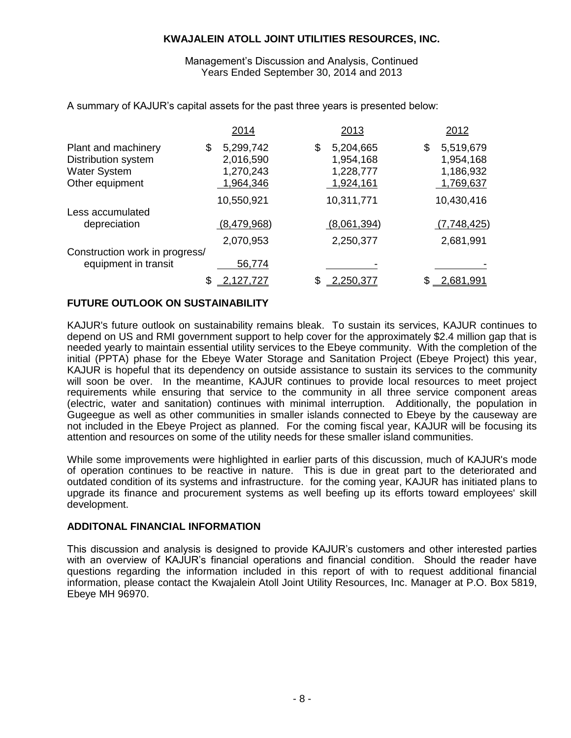**KWAJALEIN ATOLL JOINT UTILITIES RESOURCES, INC.**

Management's Discussion and Analysis, Continued
Years Ended September 30, 2014 and 2013

A summary of KAJUR's capital assets for the past three years is presented below:

| | 2014 | 2013 | 2012 |
|---|---|---|---|
| Plant and machinery | $ 5,299,742 | $ 5,204,665 | $ 5,519,679 |
| Distribution system | 2,016,590 | 1,954,168 | 1,954,168 |
| Water System | 1,270,243 | 1,228,777 | 1,186,932 |
| Other equipment | 1,964,346 | 1,924,161 | 1,769,637 |
| | 10,550,921 | 10,311,771 | 10,430,416 |
| Less accumulated depreciation | (8,479,968) | (8,061,394) | (7,748,425) |
| | 2,070,953 | 2,250,377 | 2,681,991 |
| Construction work in progress/ equipment in transit | 56,774 | - | - |
| | $ 2,127,727 | $ 2,250,377 | $ 2,681,991 |

## FUTURE OUTLOOK ON SUSTAINABILITY

KAJUR's future outlook on sustainability remains bleak. To sustain its services, KAJUR continues to depend on US and RMI government support to help cover for the approximately $2.4 million gap that is needed yearly to maintain essential utility services to the Ebeye community. With the completion of the initial (PPTA) phase for the Ebeye Water Storage and Sanitation Project (Ebeye Project) this year, KAJUR is hopeful that its dependency on outside assistance to sustain its services to the community will soon be over. In the meantime, KAJUR continues to provide local resources to meet project requirements while ensuring that service to the community in all three service component areas (electric, water and sanitation) continues with minimal interruption. Additionally, the population in Gugeegue as well as other communities in smaller islands connected to Ebeye by the causeway are not included in the Ebeye Project as planned. For the coming fiscal year, KAJUR will be focusing its attention and resources on some of the utility needs for these smaller island communities.

While some improvements were highlighted in earlier parts of this discussion, much of KAJUR's mode of operation continues to be reactive in nature. This is due in great part to the deteriorated and outdated condition of its systems and infrastructure. for the coming year, KAJUR has initiated plans to upgrade its finance and procurement systems as well beefing up its efforts toward employees' skill development.

## ADDITONAL FINANCIAL INFORMATION

This discussion and analysis is designed to provide KAJUR's customers and other interested parties with an overview of KAJUR's financial operations and financial condition. Should the reader have questions regarding the information included in this report of with to request additional financial information, please contact the Kwajalein Atoll Joint Utility Resources, Inc. Manager at P.O. Box 5819, Ebeye MH 96970.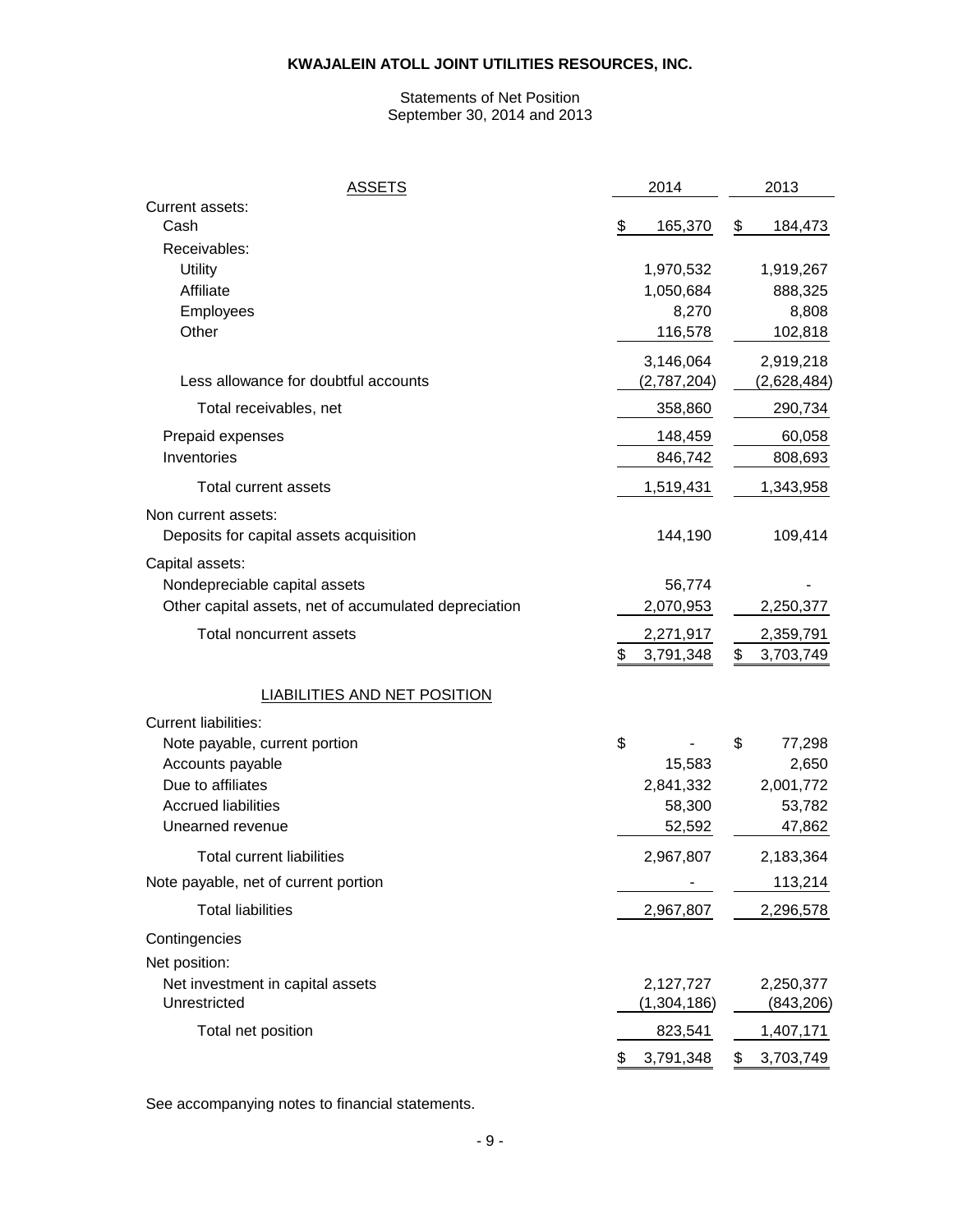# KWAJALEIN ATOLL JOINT UTILITIES RESOURCES, INC.

Statements of Net Position
September 30, 2014 and 2013

| ASSETS | 2014 | 2013 |
|---|---|---|
| Current assets: | | |
| Cash | $ 165,370 | $ 184,473 |
| Receivables: | | |
| Utility | 1,970,532 | 1,919,267 |
| Affiliate | 1,050,684 | 888,325 |
| Employees | 8,270 | 8,808 |
| Other | 116,578 | 102,818 |
| | 3,146,064 | 2,919,218 |
| Less allowance for doubtful accounts | (2,787,204) | (2,628,484) |
| Total receivables, net | 358,860 | 290,734 |
| Prepaid expenses | 148,459 | 60,058 |
| Inventories | 846,742 | 808,693 |
| Total current assets | 1,519,431 | 1,343,958 |
| Non current assets: | | |
| Deposits for capital assets acquisition | 144,190 | 109,414 |
| Capital assets: | | |
| Nondepreciable capital assets | 56,774 | - |
| Other capital assets, net of accumulated depreciation | 2,070,953 | 2,250,377 |
| Total noncurrent assets | 2,271,917 | 2,359,791 |
| | $ 3,791,348 | $ 3,703,749 |
| LIABILITIES AND NET POSITION | | |
| Current liabilities: | | |
| Note payable, current portion | $ - | $ 77,298 |
| Accounts payable | 15,583 | 2,650 |
| Due to affiliates | 2,841,332 | 2,001,772 |
| Accrued liabilities | 58,300 | 53,782 |
| Unearned revenue | 52,592 | 47,862 |
| Total current liabilities | 2,967,807 | 2,183,364 |
| Note payable, net of current portion | - | 113,214 |
| Total liabilities | 2,967,807 | 2,296,578 |
| Contingencies | | |
| Net position: | | |
| Net investment in capital assets | 2,127,727 | 2,250,377 |
| Unrestricted | (1,304,186) | (843,206) |
| Total net position | 823,541 | 1,407,171 |
| | $ 3,791,348 | $ 3,703,749 |

See accompanying notes to financial statements.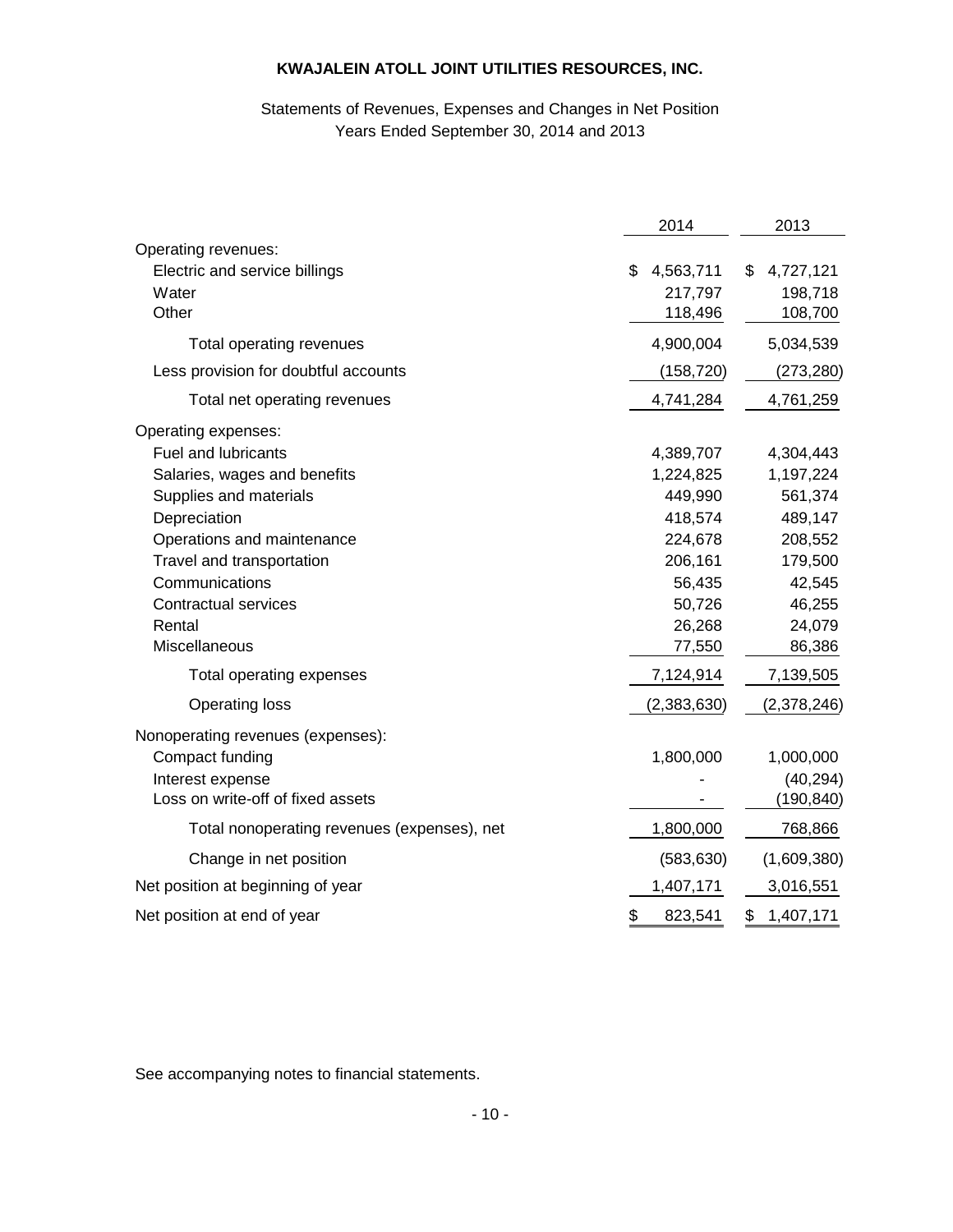# KWAJALEIN ATOLL JOINT UTILITIES RESOURCES, INC.

Statements of Revenues, Expenses and Changes in Net Position
Years Ended September 30, 2014 and 2013

| | 2014 | 2013 |
|---|---|---|
| Operating revenues: | | |
| Electric and service billings | $ 4,563,711 | $ 4,727,121 |
| Water | 217,797 | 198,718 |
| Other | 118,496 | 108,700 |
| Total operating revenues | 4,900,004 | 5,034,539 |
| Less provision for doubtful accounts | (158,720) | (273,280) |
| Total net operating revenues | 4,741,284 | 4,761,259 |
| Operating expenses: | | |
| Fuel and lubricants | 4,389,707 | 4,304,443 |
| Salaries, wages and benefits | 1,224,825 | 1,197,224 |
| Supplies and materials | 449,990 | 561,374 |
| Depreciation | 418,574 | 489,147 |
| Operations and maintenance | 224,678 | 208,552 |
| Travel and transportation | 206,161 | 179,500 |
| Communications | 56,435 | 42,545 |
| Contractual services | 50,726 | 46,255 |
| Rental | 26,268 | 24,079 |
| Miscellaneous | 77,550 | 86,386 |
| Total operating expenses | 7,124,914 | 7,139,505 |
| Operating loss | (2,383,630) | (2,378,246) |
| Nonoperating revenues (expenses): | | |
| Compact funding | 1,800,000 | 1,000,000 |
| Interest expense | - | (40,294) |
| Loss on write-off of fixed assets | - | (190,840) |
| Total nonoperating revenues (expenses), net | 1,800,000 | 768,866 |
| Change in net position | (583,630) | (1,609,380) |
| Net position at beginning of year | 1,407,171 | 3,016,551 |
| Net position at end of year | $ 823,541 | $ 1,407,171 |

See accompanying notes to financial statements.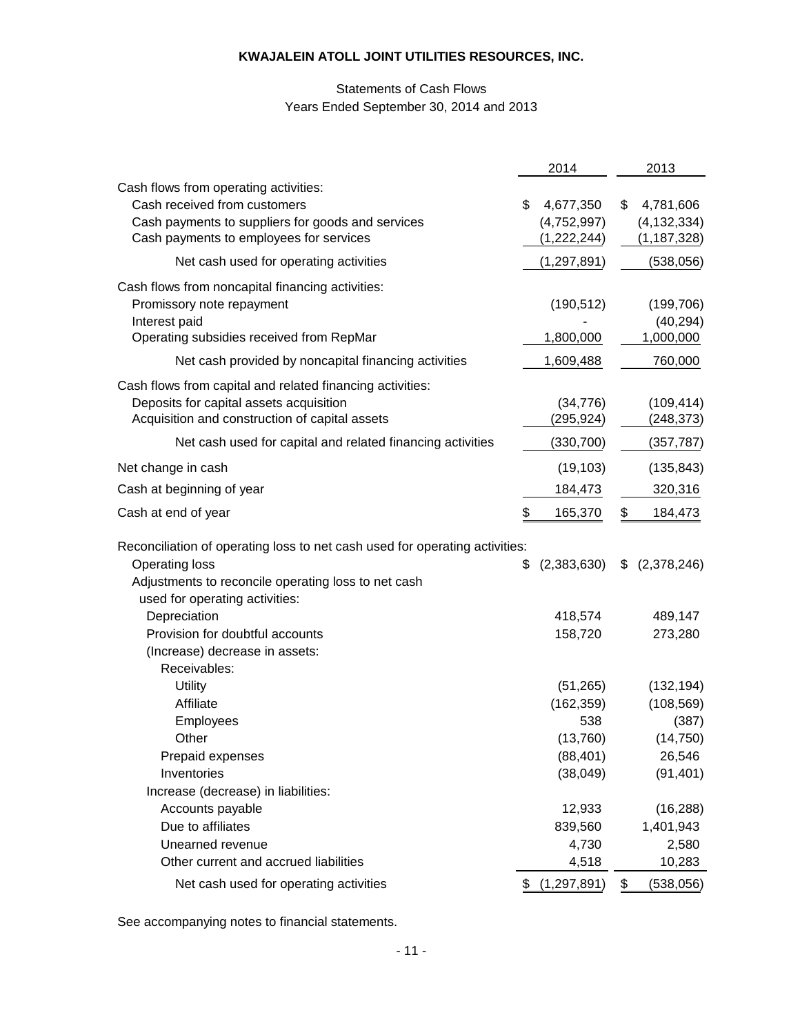**KWAJALEIN ATOLL JOINT UTILITIES RESOURCES, INC.**

Statements of Cash Flows
Years Ended September 30, 2014 and 2013

| | 2014 | 2013 |
|---|---|---|
| Cash flows from operating activities: | | |
| Cash received from customers | $ 4,677,350 | $ 4,781,606 |
| Cash payments to suppliers for goods and services | (4,752,997) | (4,132,334) |
| Cash payments to employees for services | (1,222,244) | (1,187,328) |
| Net cash used for operating activities | (1,297,891) | (538,056) |
| Cash flows from noncapital financing activities: | | |
| Promissory note repayment | (190,512) | (199,706) |
| Interest paid | - | (40,294) |
| Operating subsidies received from RepMar | 1,800,000 | 1,000,000 |
| Net cash provided by noncapital financing activities | 1,609,488 | 760,000 |
| Cash flows from capital and related financing activities: | | |
| Deposits for capital assets acquisition | (34,776) | (109,414) |
| Acquisition and construction of capital assets | (295,924) | (248,373) |
| Net cash used for capital and related financing activities | (330,700) | (357,787) |
| Net change in cash | (19,103) | (135,843) |
| Cash at beginning of year | 184,473 | 320,316 |
| Cash at end of year | $ 165,370 | $ 184,473 |
| Reconciliation of operating loss to net cash used for operating activities: | | |
| Operating loss | $ (2,383,630) | $ (2,378,246) |
| Adjustments to reconcile operating loss to net cash used for operating activities: | | |
| Depreciation | 418,574 | 489,147 |
| Provision for doubtful accounts | 158,720 | 273,280 |
| (Increase) decrease in assets: | | |
| Receivables: | | |
| Utility | (51,265) | (132,194) |
| Affiliate | (162,359) | (108,569) |
| Employees | 538 | (387) |
| Other | (13,760) | (14,750) |
| Prepaid expenses | (88,401) | 26,546 |
| Inventories | (38,049) | (91,401) |
| Increase (decrease) in liabilities: | | |
| Accounts payable | 12,933 | (16,288) |
| Due to affiliates | 839,560 | 1,401,943 |
| Unearned revenue | 4,730 | 2,580 |
| Other current and accrued liabilities | 4,518 | 10,283 |
| Net cash used for operating activities | $ (1,297,891) | $ (538,056) |

See accompanying notes to financial statements.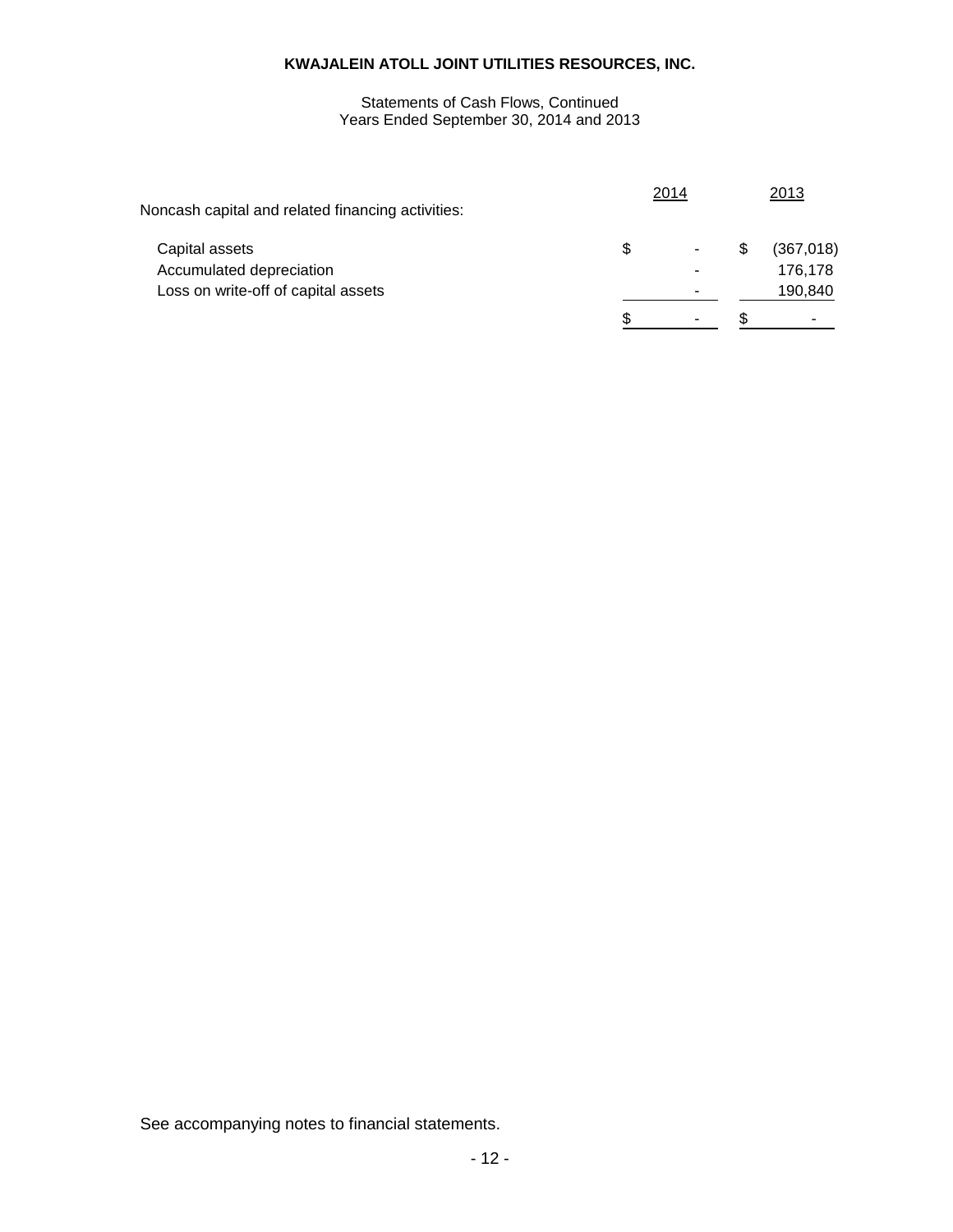**KWAJALEIN ATOLL JOINT UTILITIES RESOURCES, INC.**

Statements of Cash Flows, Continued
Years Ended September 30, 2014 and 2013

| | 2014 | 2013 |
|---|---|---|
| Noncash capital and related financing activities: | | |
| Capital assets | $ - | $ (367,018) |
| Accumulated depreciation | - | 176,178 |
| Loss on write-off of capital assets | - | 190,840 |
| | $ - | $ - |

See accompanying notes to financial statements.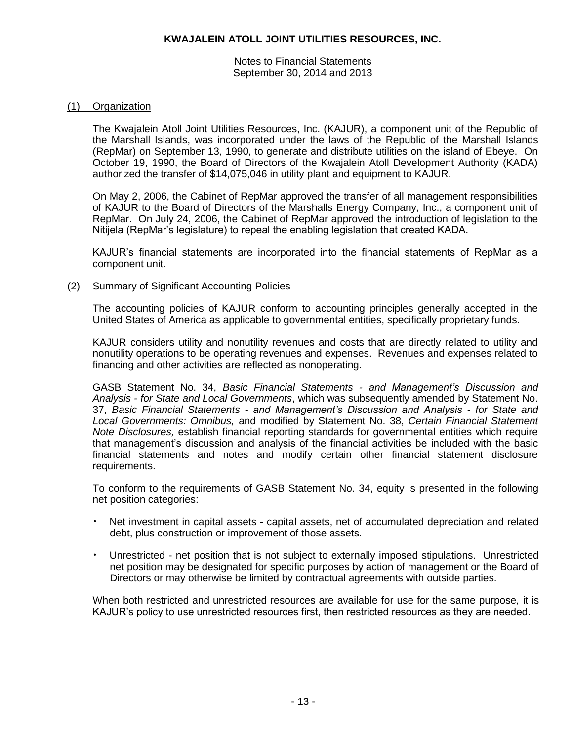**KWAJALEIN ATOLL JOINT UTILITIES RESOURCES, INC.**

Notes to Financial Statements
September 30, 2014 and 2013

## (1) Organization

The Kwajalein Atoll Joint Utilities Resources, Inc. (KAJUR), a component unit of the Republic of the Marshall Islands, was incorporated under the laws of the Republic of the Marshall Islands (RepMar) on September 13, 1990, to generate and distribute utilities on the island of Ebeye. On October 19, 1990, the Board of Directors of the Kwajalein Atoll Development Authority (KADA) authorized the transfer of $14,075,046 in utility plant and equipment to KAJUR.

On May 2, 2006, the Cabinet of RepMar approved the transfer of all management responsibilities of KAJUR to the Board of Directors of the Marshalls Energy Company, Inc., a component unit of RepMar. On July 24, 2006, the Cabinet of RepMar approved the introduction of legislation to the Nitijela (RepMar's legislature) to repeal the enabling legislation that created KADA.

KAJUR's financial statements are incorporated into the financial statements of RepMar as a component unit.

## (2) Summary of Significant Accounting Policies

The accounting policies of KAJUR conform to accounting principles generally accepted in the United States of America as applicable to governmental entities, specifically proprietary funds.

KAJUR considers utility and nonutility revenues and costs that are directly related to utility and nonutility operations to be operating revenues and expenses. Revenues and expenses related to financing and other activities are reflected as nonoperating.

GASB Statement No. 34, *Basic Financial Statements - and Management's Discussion and Analysis - for State and Local Governments*, which was subsequently amended by Statement No. 37, *Basic Financial Statements - and Management's Discussion and Analysis - for State and Local Governments: Omnibus,* and modified by Statement No. 38, *Certain Financial Statement Note Disclosures,* establish financial reporting standards for governmental entities which require that management's discussion and analysis of the financial activities be included with the basic financial statements and notes and modify certain other financial statement disclosure requirements.

To conform to the requirements of GASB Statement No. 34, equity is presented in the following net position categories:

- Net investment in capital assets - capital assets, net of accumulated depreciation and related debt, plus construction or improvement of those assets.
- Unrestricted - net position that is not subject to externally imposed stipulations. Unrestricted net position may be designated for specific purposes by action of management or the Board of Directors or may otherwise be limited by contractual agreements with outside parties.

When both restricted and unrestricted resources are available for use for the same purpose, it is KAJUR's policy to use unrestricted resources first, then restricted resources as they are needed.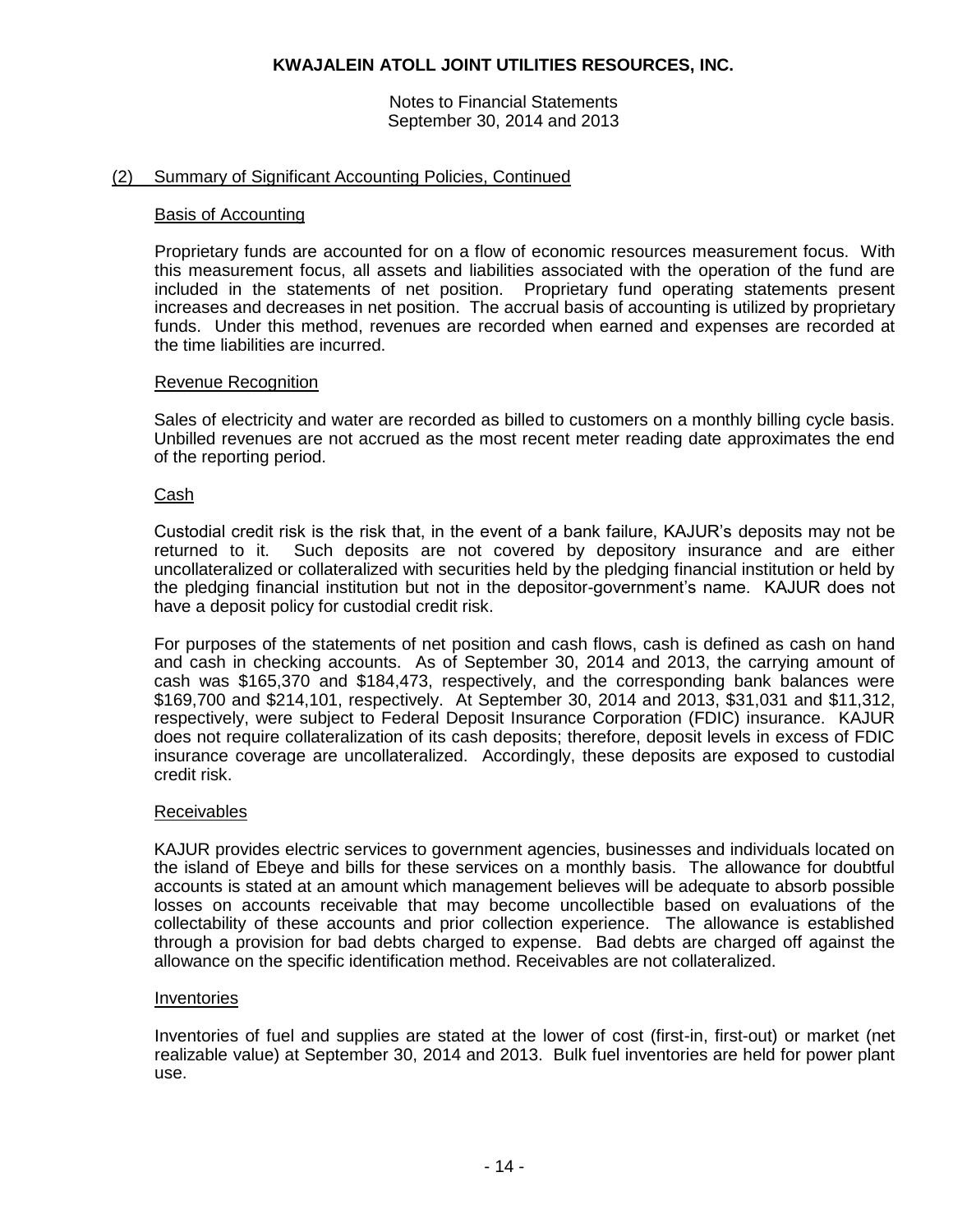## (2) Summary of Significant Accounting Policies, Continued

### Basis of Accounting

Proprietary funds are accounted for on a flow of economic resources measurement focus. With this measurement focus, all assets and liabilities associated with the operation of the fund are included in the statements of net position. Proprietary fund operating statements present increases and decreases in net position. The accrual basis of accounting is utilized by proprietary funds. Under this method, revenues are recorded when earned and expenses are recorded at the time liabilities are incurred.

### Revenue Recognition

Sales of electricity and water are recorded as billed to customers on a monthly billing cycle basis. Unbilled revenues are not accrued as the most recent meter reading date approximates the end of the reporting period.

### Cash

Custodial credit risk is the risk that, in the event of a bank failure, KAJUR's deposits may not be returned to it. Such deposits are not covered by depository insurance and are either uncollateralized or collateralized with securities held by the pledging financial institution or held by the pledging financial institution but not in the depositor-government's name. KAJUR does not have a deposit policy for custodial credit risk.

For purposes of the statements of net position and cash flows, cash is defined as cash on hand and cash in checking accounts. As of September 30, 2014 and 2013, the carrying amount of cash was $165,370 and $184,473, respectively, and the corresponding bank balances were $169,700 and $214,101, respectively. At September 30, 2014 and 2013, $31,031 and $11,312, respectively, were subject to Federal Deposit Insurance Corporation (FDIC) insurance. KAJUR does not require collateralization of its cash deposits; therefore, deposit levels in excess of FDIC insurance coverage are uncollateralized. Accordingly, these deposits are exposed to custodial credit risk.

### Receivables

KAJUR provides electric services to government agencies, businesses and individuals located on the island of Ebeye and bills for these services on a monthly basis. The allowance for doubtful accounts is stated at an amount which management believes will be adequate to absorb possible losses on accounts receivable that may become uncollectible based on evaluations of the collectability of these accounts and prior collection experience. The allowance is established through a provision for bad debts charged to expense. Bad debts are charged off against the allowance on the specific identification method. Receivables are not collateralized.

### Inventories

Inventories of fuel and supplies are stated at the lower of cost (first-in, first-out) or market (net realizable value) at September 30, 2014 and 2013. Bulk fuel inventories are held for power plant use.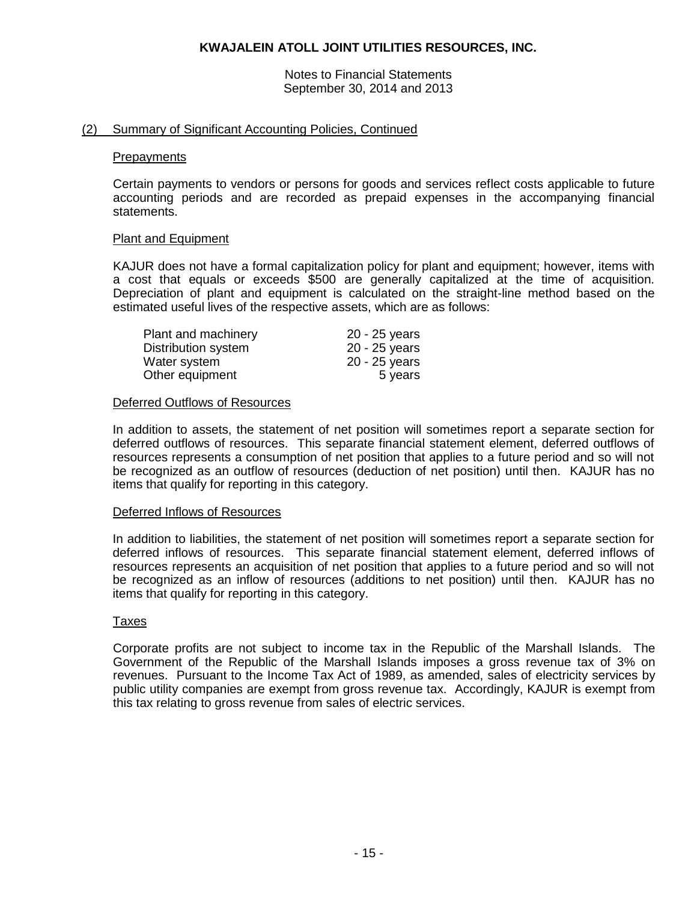# KWAJALEIN ATOLL JOINT UTILITIES RESOURCES, INC.

Notes to Financial Statements
September 30, 2014 and 2013

## (2) Summary of Significant Accounting Policies, Continued

### Prepayments

Certain payments to vendors or persons for goods and services reflect costs applicable to future accounting periods and are recorded as prepaid expenses in the accompanying financial statements.

### Plant and Equipment

KAJUR does not have a formal capitalization policy for plant and equipment; however, items with a cost that equals or exceeds $500 are generally capitalized at the time of acquisition. Depreciation of plant and equipment is calculated on the straight-line method based on the estimated useful lives of the respective assets, which are as follows:

| | |
|---|---|
| Plant and machinery | 20 - 25 years |
| Distribution system | 20 - 25 years |
| Water system | 20 - 25 years |
| Other equipment | 5 years |

### Deferred Outflows of Resources

In addition to assets, the statement of net position will sometimes report a separate section for deferred outflows of resources. This separate financial statement element, deferred outflows of resources represents a consumption of net position that applies to a future period and so will not be recognized as an outflow of resources (deduction of net position) until then. KAJUR has no items that qualify for reporting in this category.

### Deferred Inflows of Resources

In addition to liabilities, the statement of net position will sometimes report a separate section for deferred inflows of resources. This separate financial statement element, deferred inflows of resources represents an acquisition of net position that applies to a future period and so will not be recognized as an inflow of resources (additions to net position) until then. KAJUR has no items that qualify for reporting in this category.

### Taxes

Corporate profits are not subject to income tax in the Republic of the Marshall Islands. The Government of the Republic of the Marshall Islands imposes a gross revenue tax of 3% on revenues. Pursuant to the Income Tax Act of 1989, as amended, sales of electricity services by public utility companies are exempt from gross revenue tax. Accordingly, KAJUR is exempt from this tax relating to gross revenue from sales of electric services.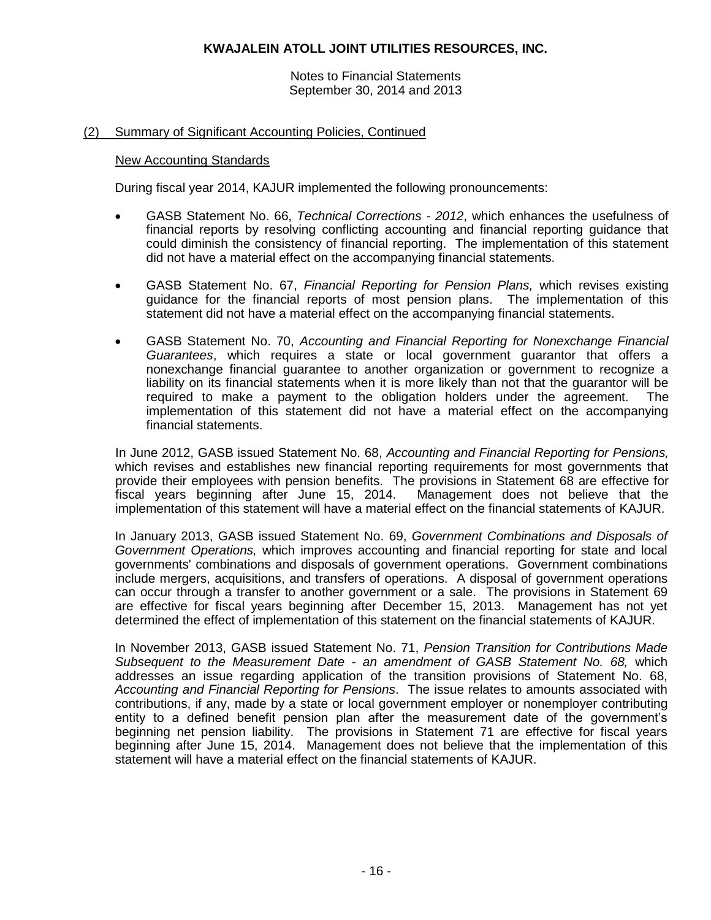## (2) Summary of Significant Accounting Policies, Continued

### New Accounting Standards

During fiscal year 2014, KAJUR implemented the following pronouncements:

- GASB Statement No. 66, *Technical Corrections - 2012*, which enhances the usefulness of financial reports by resolving conflicting accounting and financial reporting guidance that could diminish the consistency of financial reporting. The implementation of this statement did not have a material effect on the accompanying financial statements.

- GASB Statement No. 67, *Financial Reporting for Pension Plans,* which revises existing guidance for the financial reports of most pension plans. The implementation of this statement did not have a material effect on the accompanying financial statements.

- GASB Statement No. 70, *Accounting and Financial Reporting for Nonexchange Financial Guarantees*, which requires a state or local government guarantor that offers a nonexchange financial guarantee to another organization or government to recognize a liability on its financial statements when it is more likely than not that the guarantor will be required to make a payment to the obligation holders under the agreement. The implementation of this statement did not have a material effect on the accompanying financial statements.

In June 2012, GASB issued Statement No. 68, *Accounting and Financial Reporting for Pensions,* which revises and establishes new financial reporting requirements for most governments that provide their employees with pension benefits. The provisions in Statement 68 are effective for fiscal years beginning after June 15, 2014. Management does not believe that the implementation of this statement will have a material effect on the financial statements of KAJUR.

In January 2013, GASB issued Statement No. 69, *Government Combinations and Disposals of Government Operations,* which improves accounting and financial reporting for state and local governments' combinations and disposals of government operations. Government combinations include mergers, acquisitions, and transfers of operations. A disposal of government operations can occur through a transfer to another government or a sale. The provisions in Statement 69 are effective for fiscal years beginning after December 15, 2013. Management has not yet determined the effect of implementation of this statement on the financial statements of KAJUR.

In November 2013, GASB issued Statement No. 71, *Pension Transition for Contributions Made Subsequent to the Measurement Date - an amendment of GASB Statement No. 68,* which addresses an issue regarding application of the transition provisions of Statement No. 68, *Accounting and Financial Reporting for Pensions*. The issue relates to amounts associated with contributions, if any, made by a state or local government employer or nonemployer contributing entity to a defined benefit pension plan after the measurement date of the government's beginning net pension liability. The provisions in Statement 71 are effective for fiscal years beginning after June 15, 2014. Management does not believe that the implementation of this statement will have a material effect on the financial statements of KAJUR.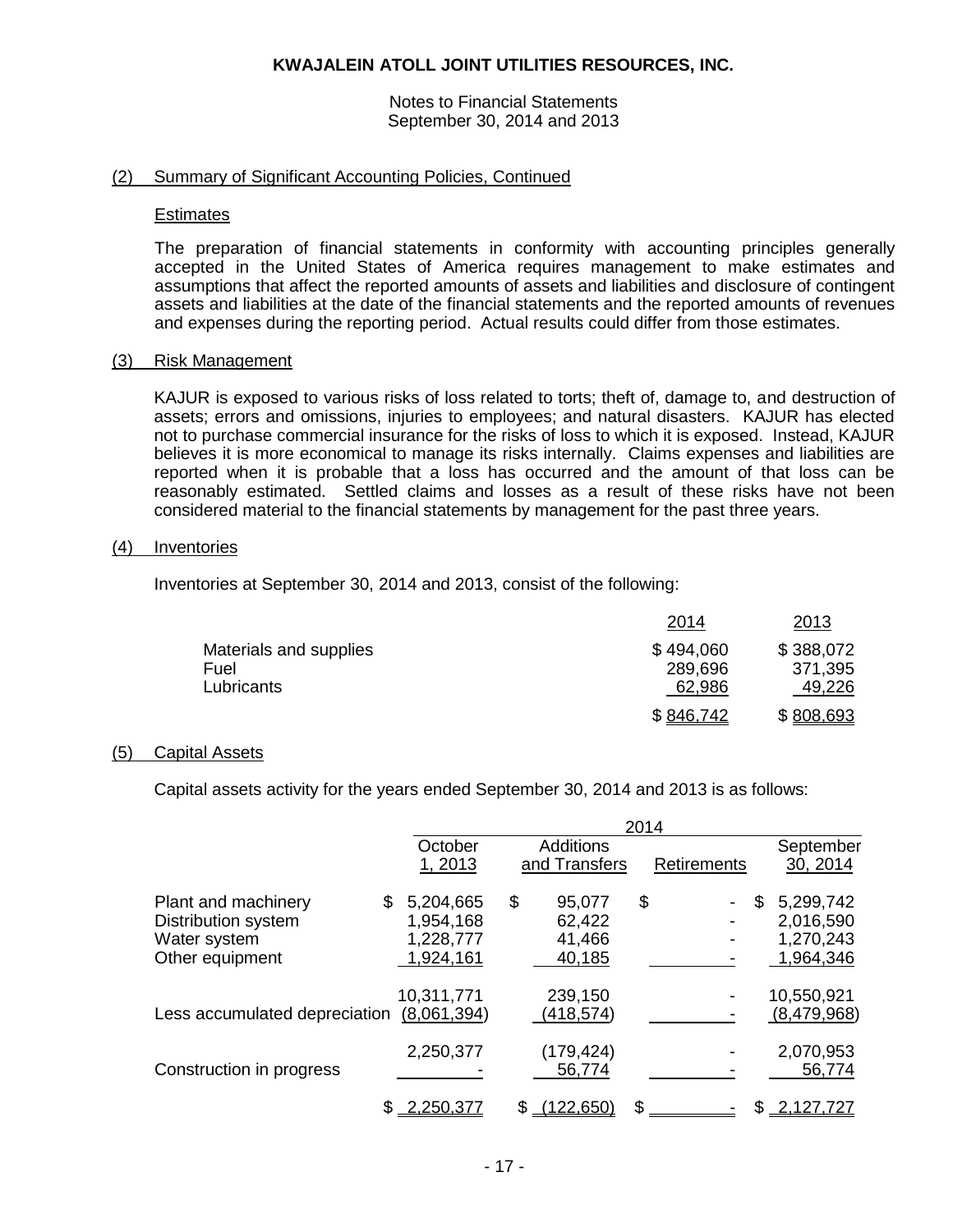**KWAJALEIN ATOLL JOINT UTILITIES RESOURCES, INC.**

Notes to Financial Statements
September 30, 2014 and 2013

## (2) Summary of Significant Accounting Policies, Continued

### Estimates

The preparation of financial statements in conformity with accounting principles generally accepted in the United States of America requires management to make estimates and assumptions that affect the reported amounts of assets and liabilities and disclosure of contingent assets and liabilities at the date of the financial statements and the reported amounts of revenues and expenses during the reporting period. Actual results could differ from those estimates.

## (3) Risk Management

KAJUR is exposed to various risks of loss related to torts; theft of, damage to, and destruction of assets; errors and omissions, injuries to employees; and natural disasters. KAJUR has elected not to purchase commercial insurance for the risks of loss to which it is exposed. Instead, KAJUR believes it is more economical to manage its risks internally. Claims expenses and liabilities are reported when it is probable that a loss has occurred and the amount of that loss can be reasonably estimated. Settled claims and losses as a result of these risks have not been considered material to the financial statements by management for the past three years.

## (4) Inventories

Inventories at September 30, 2014 and 2013, consist of the following:

| | 2014 | 2013 |
|---|---|---|
| Materials and supplies | $ 494,060 | $ 388,072 |
| Fuel | 289,696 | 371,395 |
| Lubricants | 62,986 | 49,226 |
| | $ 846,742 | $ 808,693 |

## (5) Capital Assets

Capital assets activity for the years ended September 30, 2014 and 2013 is as follows:

| | 2014 | | | |
|---|---|---|---|---|
| | October 1, 2013 | Additions and Transfers | Retirements | September 30, 2014 |
| Plant and machinery | $ 5,204,665 | $ 95,077 | $ - | $ 5,299,742 |
| Distribution system | 1,954,168 | 62,422 | - | 2,016,590 |
| Water system | 1,228,777 | 41,466 | - | 1,270,243 |
| Other equipment | 1,924,161 | 40,185 | - | 1,964,346 |
| | 10,311,771 | 239,150 | - | 10,550,921 |
| Less accumulated depreciation | (8,061,394) | (418,574) | - | (8,479,968) |
| | 2,250,377 | (179,424) | - | 2,070,953 |
| Construction in progress | - | 56,774 | - | 56,774 |
| | $ 2,250,377 | $ (122,650) | $ - | $ 2,127,727 |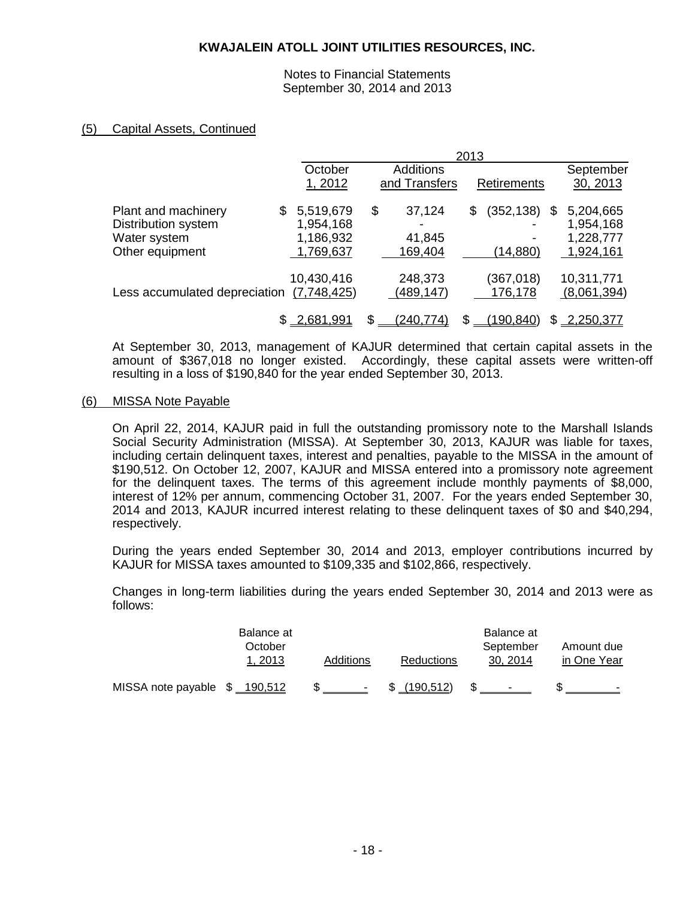# KWAJALEIN ATOLL JOINT UTILITIES RESOURCES, INC.

Notes to Financial Statements
September 30, 2014 and 2013

## (5) Capital Assets, Continued

| | 2013 | | | |
|---|---|---|---|---|
| | October 1, 2012 | Additions and Transfers | Retirements | September 30, 2013 |
| Plant and machinery | $ 5,519,679 | $ 37,124 | $ (352,138) | $ 5,204,665 |
| Distribution system | 1,954,168 | - | - | 1,954,168 |
| Water system | 1,186,932 | 41,845 | - | 1,228,777 |
| Other equipment | 1,769,637 | 169,404 | (14,880) | 1,924,161 |
| | 10,430,416 | 248,373 | (367,018) | 10,311,771 |
| Less accumulated depreciation | (7,748,425) | (489,147) | 176,178 | (8,061,394) |
| | $ 2,681,991 | $ (240,774) | $ (190,840) | $ 2,250,377 |

At September 30, 2013, management of KAJUR determined that certain capital assets in the amount of $367,018 no longer existed. Accordingly, these capital assets were written-off resulting in a loss of $190,840 for the year ended September 30, 2013.

## (6) MISSA Note Payable

On April 22, 2014, KAJUR paid in full the outstanding promissory note to the Marshall Islands Social Security Administration (MISSA). At September 30, 2013, KAJUR was liable for taxes, including certain delinquent taxes, interest and penalties, payable to the MISSA in the amount of $190,512. On October 12, 2007, KAJUR and MISSA entered into a promissory note agreement for the delinquent taxes. The terms of this agreement include monthly payments of $8,000, interest of 12% per annum, commencing October 31, 2007. For the years ended September 30, 2014 and 2013, KAJUR incurred interest relating to these delinquent taxes of $0 and $40,294, respectively.

During the years ended September 30, 2014 and 2013, employer contributions incurred by KAJUR for MISSA taxes amounted to $109,335 and $102,866, respectively.

Changes in long-term liabilities during the years ended September 30, 2014 and 2013 were as follows:

| | Balance at October 1, 2013 | Additions | Reductions | Balance at September 30, 2014 | Amount due in One Year |
|---|---|---|---|---|---|
| MISSA note payable | $ 190,512 | $ - | $ (190,512) | $ - | $ - |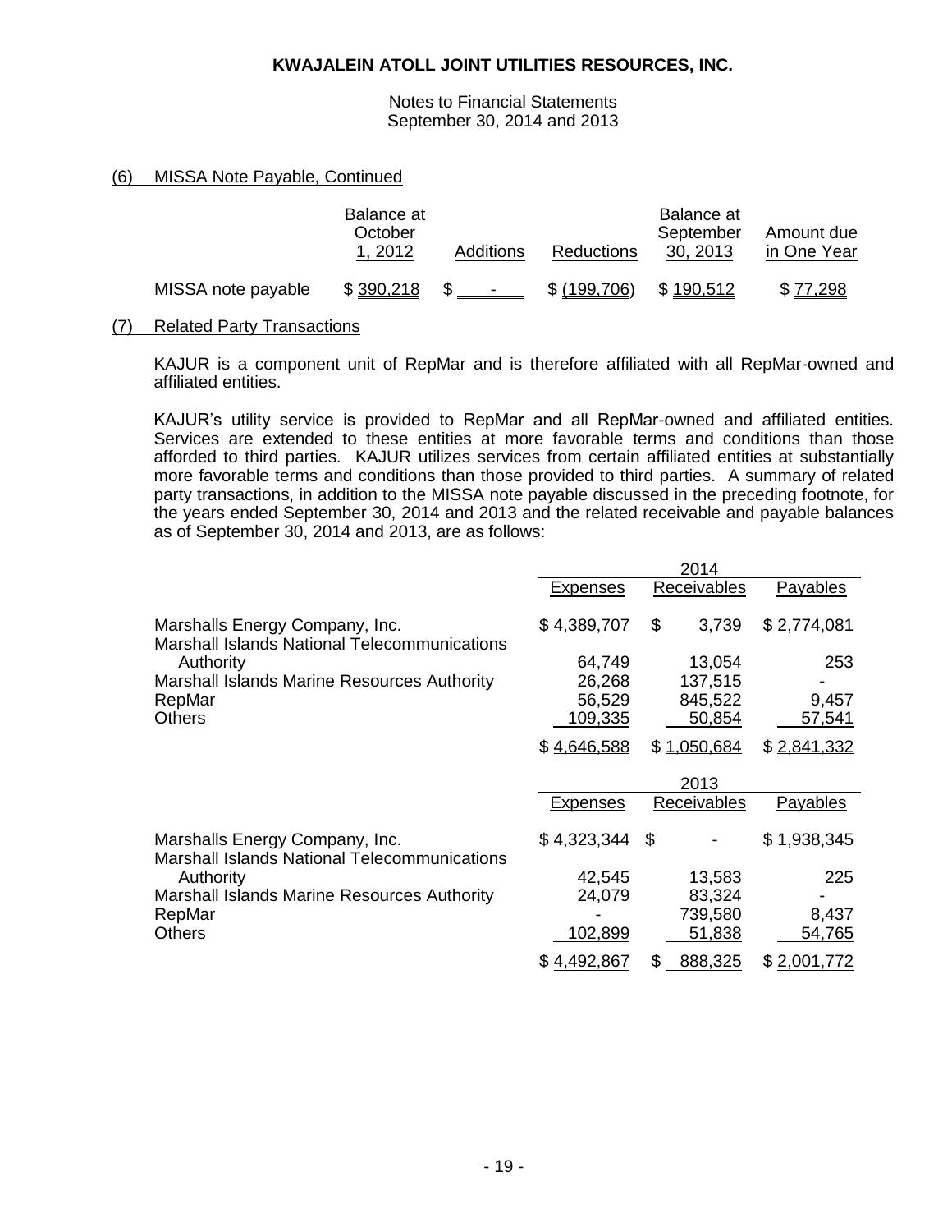## (6) MISSA Note Payable, Continued

| | Balance at October 1, 2012 | Additions | Reductions | Balance at September 30, 2013 | Amount due in One Year |
|---|---|---|---|---|---|
| MISSA note payable | $ 390,218 | $ - | $ (199,706) | $ 190,512 | $ 77,298 |

## (7) Related Party Transactions

KAJUR is a component unit of RepMar and is therefore affiliated with all RepMar-owned and affiliated entities.

KAJUR's utility service is provided to RepMar and all RepMar-owned and affiliated entities. Services are extended to these entities at more favorable terms and conditions than those afforded to third parties. KAJUR utilizes services from certain affiliated entities at substantially more favorable terms and conditions than those provided to third parties. A summary of related party transactions, in addition to the MISSA note payable discussed in the preceding footnote, for the years ended September 30, 2014 and 2013 and the related receivable and payable balances as of September 30, 2014 and 2013, are as follows:

| | 2014 | | |
|---|---|---|---|
| | Expenses | Receivables | Payables |
| Marshalls Energy Company, Inc. | $ 4,389,707 | $ 3,739 | $ 2,774,081 |
| Marshall Islands National Telecommunications Authority | 64,749 | 13,054 | 253 |
| Marshall Islands Marine Resources Authority | 26,268 | 137,515 | - |
| RepMar | 56,529 | 845,522 | 9,457 |
| Others | 109,335 | 50,854 | 57,541 |
| | $ 4,646,588 | $ 1,050,684 | $ 2,841,332 |

| | 2013 | | |
|---|---|---|---|
| | Expenses | Receivables | Payables |
| Marshalls Energy Company, Inc. | $ 4,323,344 | $ - | $ 1,938,345 |
| Marshall Islands National Telecommunications Authority | 42,545 | 13,583 | 225 |
| Marshall Islands Marine Resources Authority | 24,079 | 83,324 | - |
| RepMar | - | 739,580 | 8,437 |
| Others | 102,899 | 51,838 | 54,765 |
| | $ 4,492,867 | $ 888,325 | $ 2,001,772 |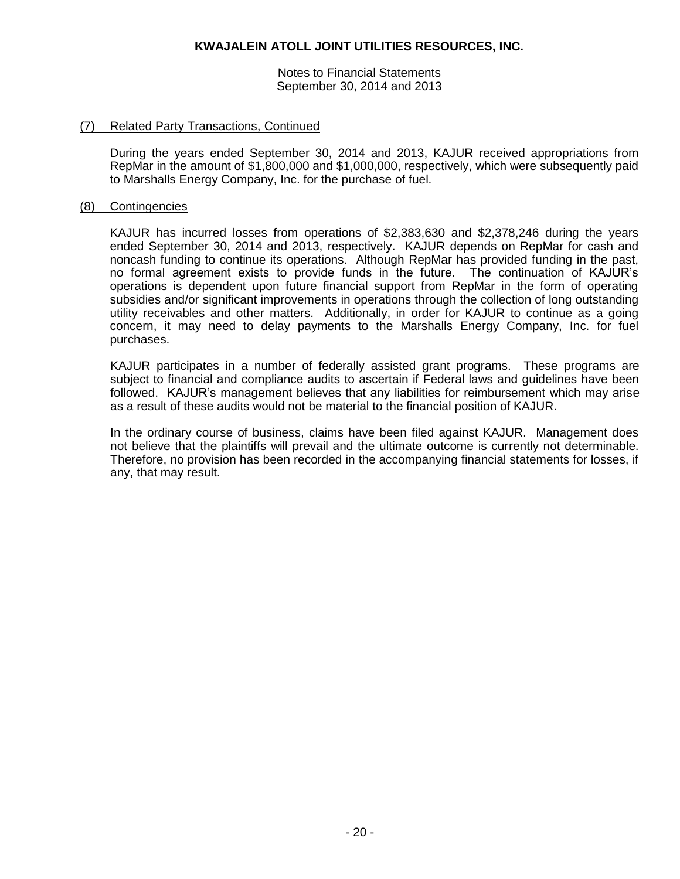KWAJALEIN ATOLL JOINT UTILITIES RESOURCES, INC.

Notes to Financial Statements
September 30, 2014 and 2013

## (7) Related Party Transactions, Continued

During the years ended September 30, 2014 and 2013, KAJUR received appropriations from RepMar in the amount of $1,800,000 and $1,000,000, respectively, which were subsequently paid to Marshalls Energy Company, Inc. for the purchase of fuel.

## (8) Contingencies

KAJUR has incurred losses from operations of $2,383,630 and $2,378,246 during the years ended September 30, 2014 and 2013, respectively. KAJUR depends on RepMar for cash and noncash funding to continue its operations. Although RepMar has provided funding in the past, no formal agreement exists to provide funds in the future. The continuation of KAJUR's operations is dependent upon future financial support from RepMar in the form of operating subsidies and/or significant improvements in operations through the collection of long outstanding utility receivables and other matters. Additionally, in order for KAJUR to continue as a going concern, it may need to delay payments to the Marshalls Energy Company, Inc. for fuel purchases.

KAJUR participates in a number of federally assisted grant programs. These programs are subject to financial and compliance audits to ascertain if Federal laws and guidelines have been followed. KAJUR's management believes that any liabilities for reimbursement which may arise as a result of these audits would not be material to the financial position of KAJUR.

In the ordinary course of business, claims have been filed against KAJUR. Management does not believe that the plaintiffs will prevail and the ultimate outcome is currently not determinable. Therefore, no provision has been recorded in the accompanying financial statements for losses, if any, that may result.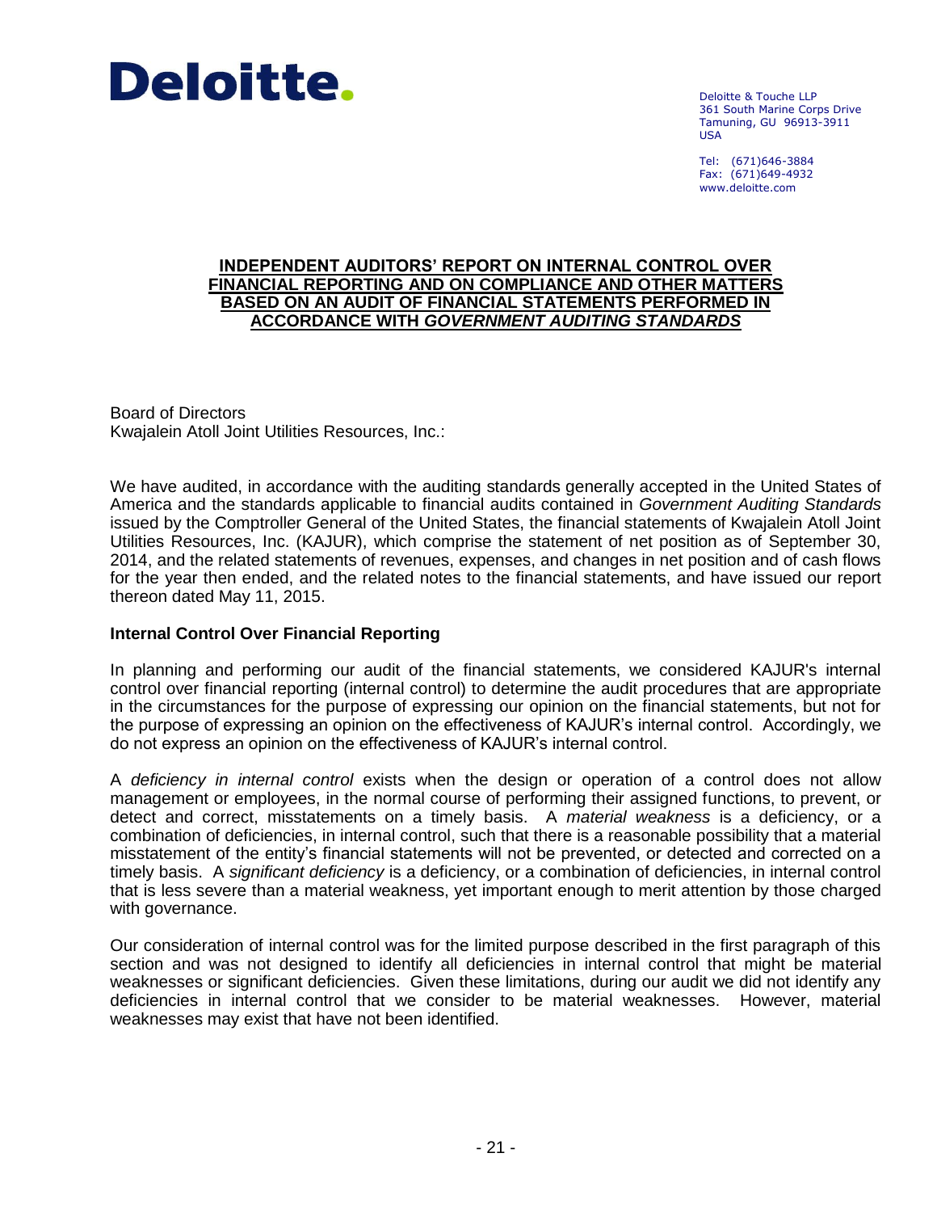Deloitte.

Deloitte & Touche LLP
361 South Marine Corps Drive
Tamuning, GU 96913-3911
USA

Tel: (671)646-3884
Fax: (671)649-4932
www.deloitte.com

# INDEPENDENT AUDITORS' REPORT ON INTERNAL CONTROL OVER FINANCIAL REPORTING AND ON COMPLIANCE AND OTHER MATTERS BASED ON AN AUDIT OF FINANCIAL STATEMENTS PERFORMED IN ACCORDANCE WITH *GOVERNMENT AUDITING STANDARDS*

Board of Directors
Kwajalein Atoll Joint Utilities Resources, Inc.:

We have audited, in accordance with the auditing standards generally accepted in the United States of America and the standards applicable to financial audits contained in *Government Auditing Standards* issued by the Comptroller General of the United States, the financial statements of Kwajalein Atoll Joint Utilities Resources, Inc. (KAJUR), which comprise the statement of net position as of September 30, 2014, and the related statements of revenues, expenses, and changes in net position and of cash flows for the year then ended, and the related notes to the financial statements, and have issued our report thereon dated May 11, 2015.

## Internal Control Over Financial Reporting

In planning and performing our audit of the financial statements, we considered KAJUR's internal control over financial reporting (internal control) to determine the audit procedures that are appropriate in the circumstances for the purpose of expressing our opinion on the financial statements, but not for the purpose of expressing an opinion on the effectiveness of KAJUR's internal control. Accordingly, we do not express an opinion on the effectiveness of KAJUR's internal control.

A *deficiency in internal control* exists when the design or operation of a control does not allow management or employees, in the normal course of performing their assigned functions, to prevent, or detect and correct, misstatements on a timely basis. A *material weakness* is a deficiency, or a combination of deficiencies, in internal control, such that there is a reasonable possibility that a material misstatement of the entity's financial statements will not be prevented, or detected and corrected on a timely basis. A *significant deficiency* is a deficiency, or a combination of deficiencies, in internal control that is less severe than a material weakness, yet important enough to merit attention by those charged with governance.

Our consideration of internal control was for the limited purpose described in the first paragraph of this section and was not designed to identify all deficiencies in internal control that might be material weaknesses or significant deficiencies. Given these limitations, during our audit we did not identify any deficiencies in internal control that we consider to be material weaknesses. However, material weaknesses may exist that have not been identified.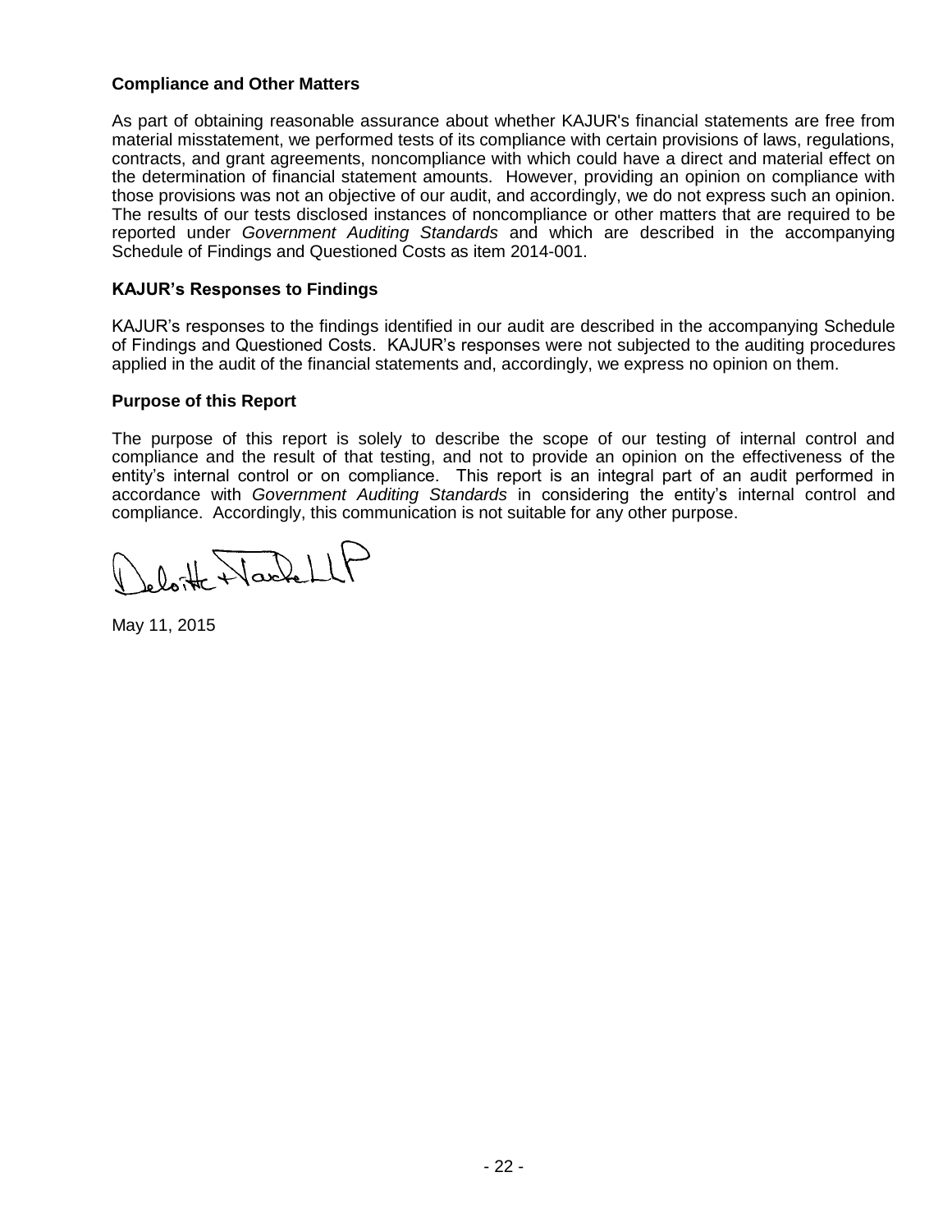## Compliance and Other Matters

As part of obtaining reasonable assurance about whether KAJUR's financial statements are free from material misstatement, we performed tests of its compliance with certain provisions of laws, regulations, contracts, and grant agreements, noncompliance with which could have a direct and material effect on the determination of financial statement amounts. However, providing an opinion on compliance with those provisions was not an objective of our audit, and accordingly, we do not express such an opinion. The results of our tests disclosed instances of noncompliance or other matters that are required to be reported under *Government Auditing Standards* and which are described in the accompanying Schedule of Findings and Questioned Costs as item 2014-001.

## KAJUR's Responses to Findings

KAJUR's responses to the findings identified in our audit are described in the accompanying Schedule of Findings and Questioned Costs. KAJUR's responses were not subjected to the auditing procedures applied in the audit of the financial statements and, accordingly, we express no opinion on them.

## Purpose of this Report

The purpose of this report is solely to describe the scope of our testing of internal control and compliance and the result of that testing, and not to provide an opinion on the effectiveness of the entity's internal control or on compliance. This report is an integral part of an audit performed in accordance with *Government Auditing Standards* in considering the entity's internal control and compliance. Accordingly, this communication is not suitable for any other purpose.

Deloitte & Touche LLP

May 11, 2015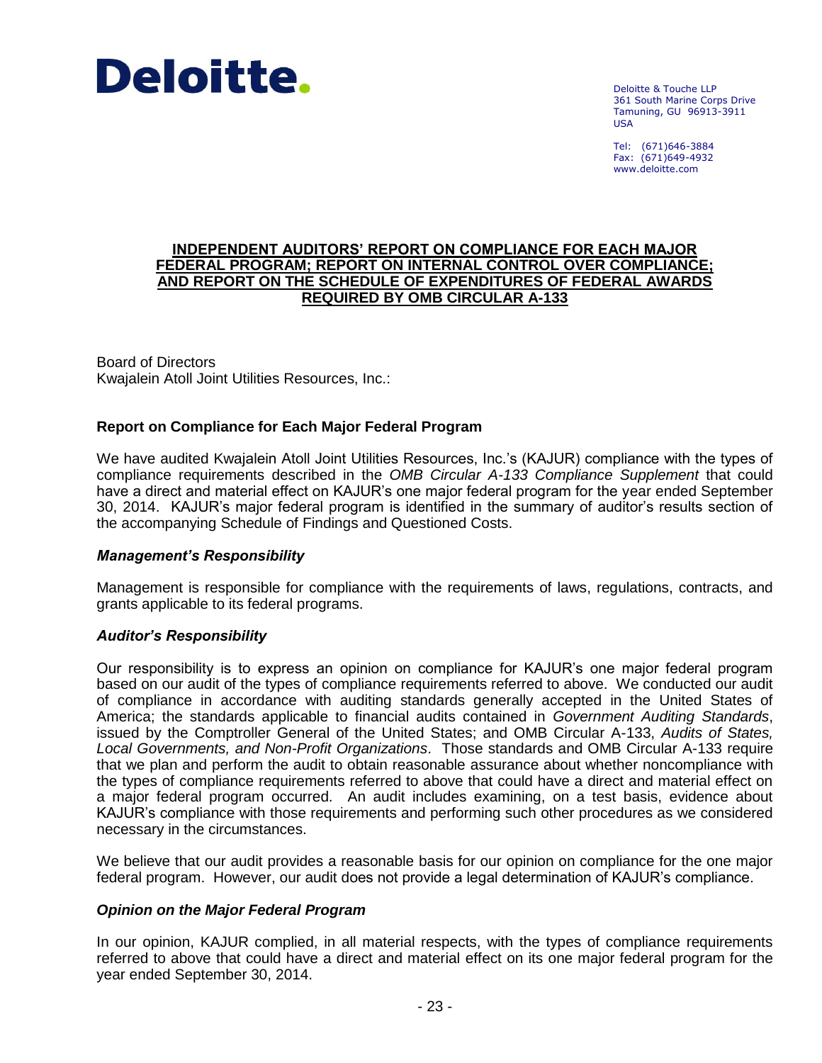Deloitte.

Deloitte & Touche LLP
361 South Marine Corps Drive
Tamuning, GU 96913-3911
USA

Tel: (671)646-3884
Fax: (671)649-4932
www.deloitte.com

# INDEPENDENT AUDITORS' REPORT ON COMPLIANCE FOR EACH MAJOR FEDERAL PROGRAM; REPORT ON INTERNAL CONTROL OVER COMPLIANCE; AND REPORT ON THE SCHEDULE OF EXPENDITURES OF FEDERAL AWARDS REQUIRED BY OMB CIRCULAR A-133

Board of Directors
Kwajalein Atoll Joint Utilities Resources, Inc.:

## Report on Compliance for Each Major Federal Program

We have audited Kwajalein Atoll Joint Utilities Resources, Inc.'s (KAJUR) compliance with the types of compliance requirements described in the *OMB Circular A-133 Compliance Supplement* that could have a direct and material effect on KAJUR's one major federal program for the year ended September 30, 2014. KAJUR's major federal program is identified in the summary of auditor's results section of the accompanying Schedule of Findings and Questioned Costs.

### *Management's Responsibility*

Management is responsible for compliance with the requirements of laws, regulations, contracts, and grants applicable to its federal programs.

### *Auditor's Responsibility*

Our responsibility is to express an opinion on compliance for KAJUR's one major federal program based on our audit of the types of compliance requirements referred to above. We conducted our audit of compliance in accordance with auditing standards generally accepted in the United States of America; the standards applicable to financial audits contained in *Government Auditing Standards*, issued by the Comptroller General of the United States; and OMB Circular A-133, *Audits of States, Local Governments, and Non-Profit Organizations*. Those standards and OMB Circular A-133 require that we plan and perform the audit to obtain reasonable assurance about whether noncompliance with the types of compliance requirements referred to above that could have a direct and material effect on a major federal program occurred. An audit includes examining, on a test basis, evidence about KAJUR's compliance with those requirements and performing such other procedures as we considered necessary in the circumstances.

We believe that our audit provides a reasonable basis for our opinion on compliance for the one major federal program. However, our audit does not provide a legal determination of KAJUR's compliance.

### *Opinion on the Major Federal Program*

In our opinion, KAJUR complied, in all material respects, with the types of compliance requirements referred to above that could have a direct and material effect on its one major federal program for the year ended September 30, 2014.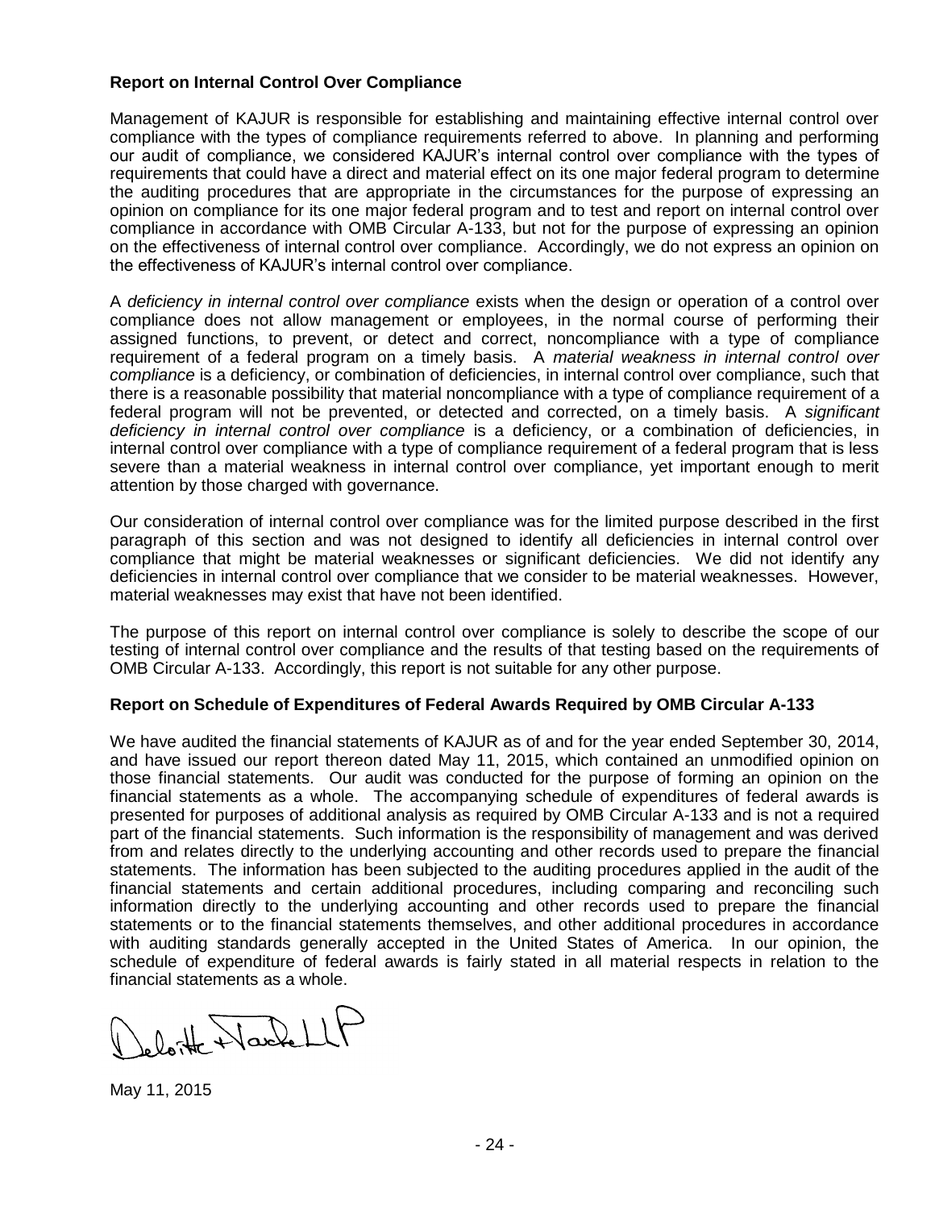**Report on Internal Control Over Compliance**

Management of KAJUR is responsible for establishing and maintaining effective internal control over compliance with the types of compliance requirements referred to above. In planning and performing our audit of compliance, we considered KAJUR's internal control over compliance with the types of requirements that could have a direct and material effect on its one major federal program to determine the auditing procedures that are appropriate in the circumstances for the purpose of expressing an opinion on compliance for its one major federal program and to test and report on internal control over compliance in accordance with OMB Circular A-133, but not for the purpose of expressing an opinion on the effectiveness of internal control over compliance. Accordingly, we do not express an opinion on the effectiveness of KAJUR's internal control over compliance.

A *deficiency in internal control over compliance* exists when the design or operation of a control over compliance does not allow management or employees, in the normal course of performing their assigned functions, to prevent, or detect and correct, noncompliance with a type of compliance requirement of a federal program on a timely basis. A *material weakness in internal control over compliance* is a deficiency, or combination of deficiencies, in internal control over compliance, such that there is a reasonable possibility that material noncompliance with a type of compliance requirement of a federal program will not be prevented, or detected and corrected, on a timely basis. A *significant deficiency in internal control over compliance* is a deficiency, or a combination of deficiencies, in internal control over compliance with a type of compliance requirement of a federal program that is less severe than a material weakness in internal control over compliance, yet important enough to merit attention by those charged with governance.

Our consideration of internal control over compliance was for the limited purpose described in the first paragraph of this section and was not designed to identify all deficiencies in internal control over compliance that might be material weaknesses or significant deficiencies. We did not identify any deficiencies in internal control over compliance that we consider to be material weaknesses. However, material weaknesses may exist that have not been identified.

The purpose of this report on internal control over compliance is solely to describe the scope of our testing of internal control over compliance and the results of that testing based on the requirements of OMB Circular A-133. Accordingly, this report is not suitable for any other purpose.

**Report on Schedule of Expenditures of Federal Awards Required by OMB Circular A-133**

We have audited the financial statements of KAJUR as of and for the year ended September 30, 2014, and have issued our report thereon dated May 11, 2015, which contained an unmodified opinion on those financial statements. Our audit was conducted for the purpose of forming an opinion on the financial statements as a whole. The accompanying schedule of expenditures of federal awards is presented for purposes of additional analysis as required by OMB Circular A-133 and is not a required part of the financial statements. Such information is the responsibility of management and was derived from and relates directly to the underlying accounting and other records used to prepare the financial statements. The information has been subjected to the auditing procedures applied in the audit of the financial statements and certain additional procedures, including comparing and reconciling such information directly to the underlying accounting and other records used to prepare the financial statements or to the financial statements themselves, and other additional procedures in accordance with auditing standards generally accepted in the United States of America. In our opinion, the schedule of expenditure of federal awards is fairly stated in all material respects in relation to the financial statements as a whole.

Deloitte + Touche LLP

May 11, 2015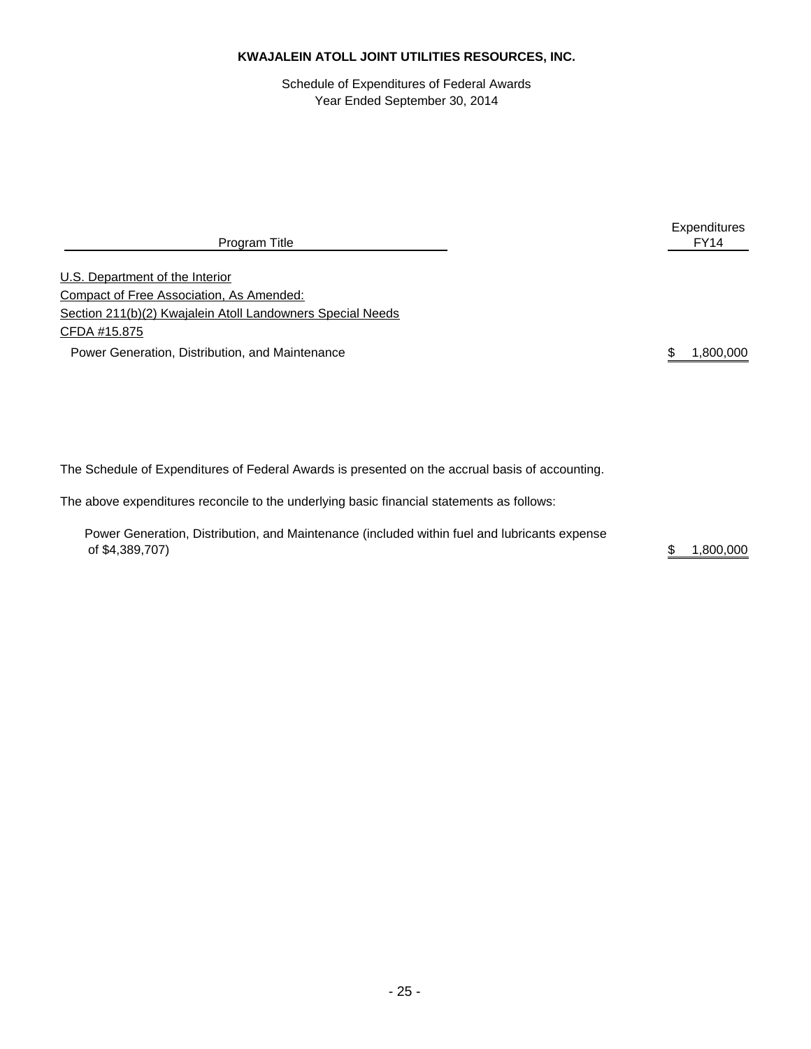**KWAJALEIN ATOLL JOINT UTILITIES RESOURCES, INC.**

Schedule of Expenditures of Federal Awards
Year Ended September 30, 2014

| Program Title | Expenditures FY14 |
| --- | --- |
| U.S. Department of the Interior | |
| Compact of Free Association, As Amended: | |
| Section 211(b)(2) Kwajalein Atoll Landowners Special Needs | |
| CFDA #15.875 | |
| Power Generation, Distribution, and Maintenance | $ 1,800,000 |

The Schedule of Expenditures of Federal Awards is presented on the accrual basis of accounting.

The above expenditures reconcile to the underlying basic financial statements as follows:

| | |
| --- | --- |
| Power Generation, Distribution, and Maintenance (included within fuel and lubricants expense of $4,389,707) | $ 1,800,000 |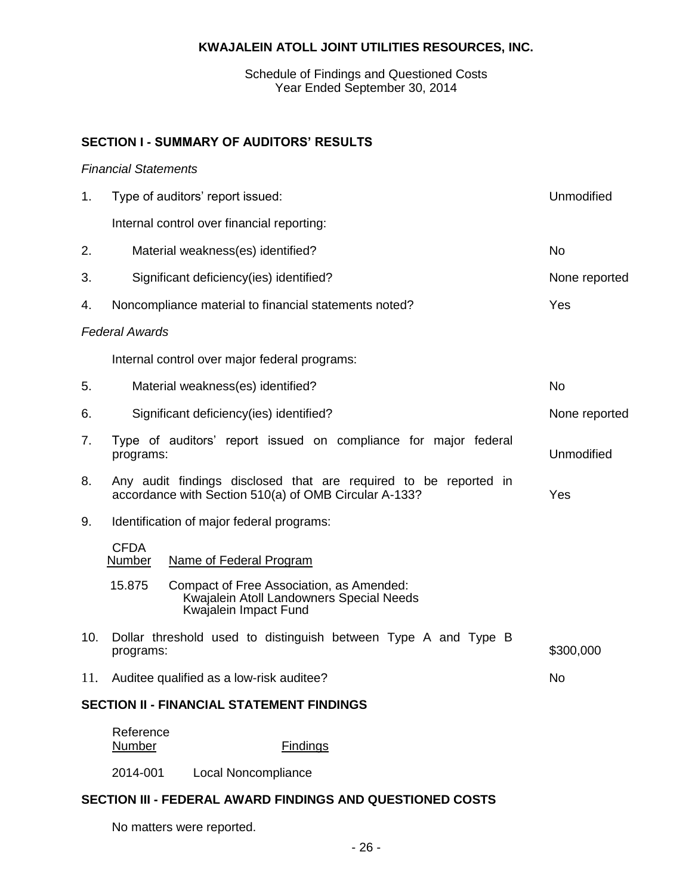**KWAJALEIN ATOLL JOINT UTILITIES RESOURCES, INC.**

Schedule of Findings and Questioned Costs
Year Ended September 30, 2014

## SECTION I - SUMMARY OF AUDITORS' RESULTS

*Financial Statements*

| | | |
|---|---|---|
| 1. | Type of auditors' report issued: | Unmodified |
| | Internal control over financial reporting: | |
| 2. | Material weakness(es) identified? | No |
| 3. | Significant deficiency(ies) identified? | None reported |
| 4. | Noncompliance material to financial statements noted? | Yes |

*Federal Awards*

| | | |
|---|---|---|
| | Internal control over major federal programs: | |
| 5. | Material weakness(es) identified? | No |
| 6. | Significant deficiency(ies) identified? | None reported |
| 7. | Type of auditors' report issued on compliance for major federal programs: | Unmodified |
| 8. | Any audit findings disclosed that are required to be reported in accordance with Section 510(a) of OMB Circular A-133? | Yes |
| 9. | Identification of major federal programs: | |

| CFDA Number | Name of Federal Program |
|---|---|
| 15.875 | Compact of Free Association, as Amended: Kwajalein Atoll Landowners Special Needs Kwajalein Impact Fund |

| | | |
|---|---|---|
| 10. | Dollar threshold used to distinguish between Type A and Type B programs: | \$300,000 |
| 11. | Auditee qualified as a low-risk auditee? | No |

## SECTION II - FINANCIAL STATEMENT FINDINGS

| Reference Number | Findings |
|---|---|
| 2014-001 | Local Noncompliance |

## SECTION III - FEDERAL AWARD FINDINGS AND QUESTIONED COSTS

No matters were reported.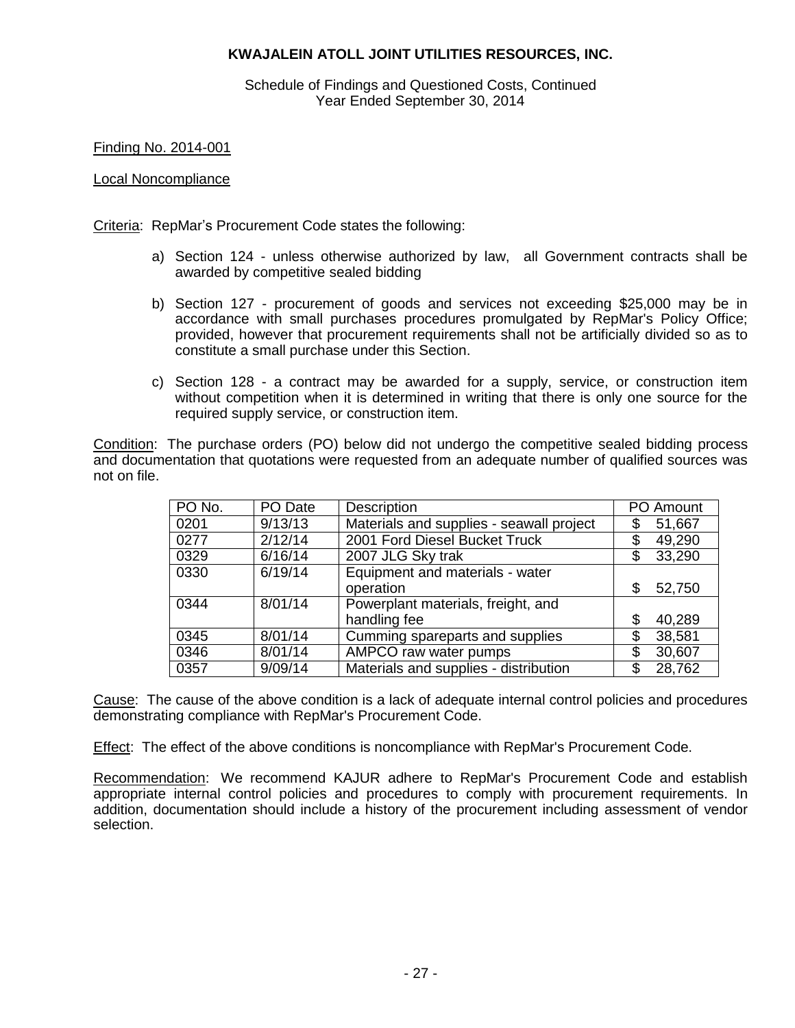# KWAJALEIN ATOLL JOINT UTILITIES RESOURCES, INC.

Schedule of Findings and Questioned Costs, Continued
Year Ended September 30, 2014

Finding No. 2014-001

Local Noncompliance

Criteria: RepMar's Procurement Code states the following:

a) Section 124 - unless otherwise authorized by law, all Government contracts shall be awarded by competitive sealed bidding

b) Section 127 - procurement of goods and services not exceeding $25,000 may be in accordance with small purchases procedures promulgated by RepMar's Policy Office; provided, however that procurement requirements shall not be artificially divided so as to constitute a small purchase under this Section.

c) Section 128 - a contract may be awarded for a supply, service, or construction item without competition when it is determined in writing that there is only one source for the required supply service, or construction item.

Condition: The purchase orders (PO) below did not undergo the competitive sealed bidding process and documentation that quotations were requested from an adequate number of qualified sources was not on file.

| PO No. | PO Date | Description | PO Amount |
|---|---|---|---|
| 0201 | 9/13/13 | Materials and supplies - seawall project | $ 51,667 |
| 0277 | 2/12/14 | 2001 Ford Diesel Bucket Truck | $ 49,290 |
| 0329 | 6/16/14 | 2007 JLG Sky trak | $ 33,290 |
| 0330 | 6/19/14 | Equipment and materials - water operation | $ 52,750 |
| 0344 | 8/01/14 | Powerplant materials, freight, and handling fee | $ 40,289 |
| 0345 | 8/01/14 | Cumming spareparts and supplies | $ 38,581 |
| 0346 | 8/01/14 | AMPCO raw water pumps | $ 30,607 |
| 0357 | 9/09/14 | Materials and supplies - distribution | $ 28,762 |

Cause: The cause of the above condition is a lack of adequate internal control policies and procedures demonstrating compliance with RepMar's Procurement Code.

Effect: The effect of the above conditions is noncompliance with RepMar's Procurement Code.

Recommendation: We recommend KAJUR adhere to RepMar's Procurement Code and establish appropriate internal control policies and procedures to comply with procurement requirements. In addition, documentation should include a history of the procurement including assessment of vendor selection.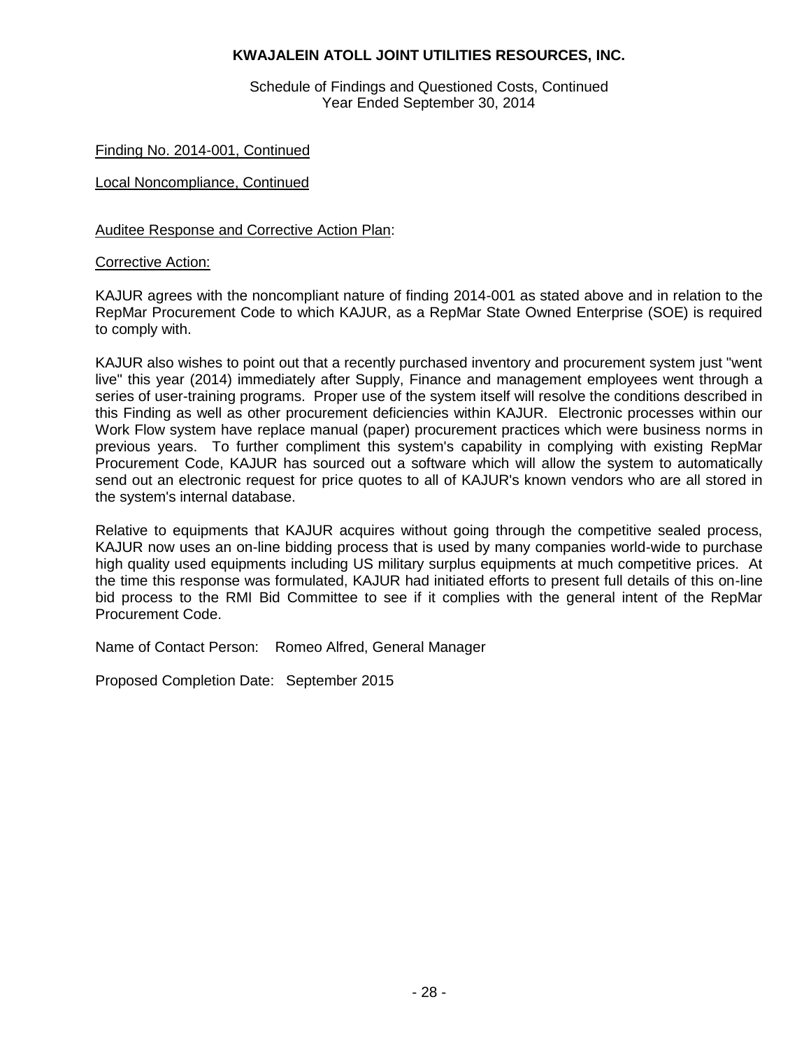Finding No. 2014-001, Continued

Local Noncompliance, Continued

Auditee Response and Corrective Action Plan:

Corrective Action:

KAJUR agrees with the noncompliant nature of finding 2014-001 as stated above and in relation to the RepMar Procurement Code to which KAJUR, as a RepMar State Owned Enterprise (SOE) is required to comply with.

KAJUR also wishes to point out that a recently purchased inventory and procurement system just "went live" this year (2014) immediately after Supply, Finance and management employees went through a series of user-training programs. Proper use of the system itself will resolve the conditions described in this Finding as well as other procurement deficiencies within KAJUR. Electronic processes within our Work Flow system have replace manual (paper) procurement practices which were business norms in previous years. To further compliment this system's capability in complying with existing RepMar Procurement Code, KAJUR has sourced out a software which will allow the system to automatically send out an electronic request for price quotes to all of KAJUR's known vendors who are all stored in the system's internal database.

Relative to equipments that KAJUR acquires without going through the competitive sealed process, KAJUR now uses an on-line bidding process that is used by many companies world-wide to purchase high quality used equipments including US military surplus equipments at much competitive prices. At the time this response was formulated, KAJUR had initiated efforts to present full details of this on-line bid process to the RMI Bid Committee to see if it complies with the general intent of the RepMar Procurement Code.

Name of Contact Person: Romeo Alfred, General Manager

Proposed Completion Date: September 2015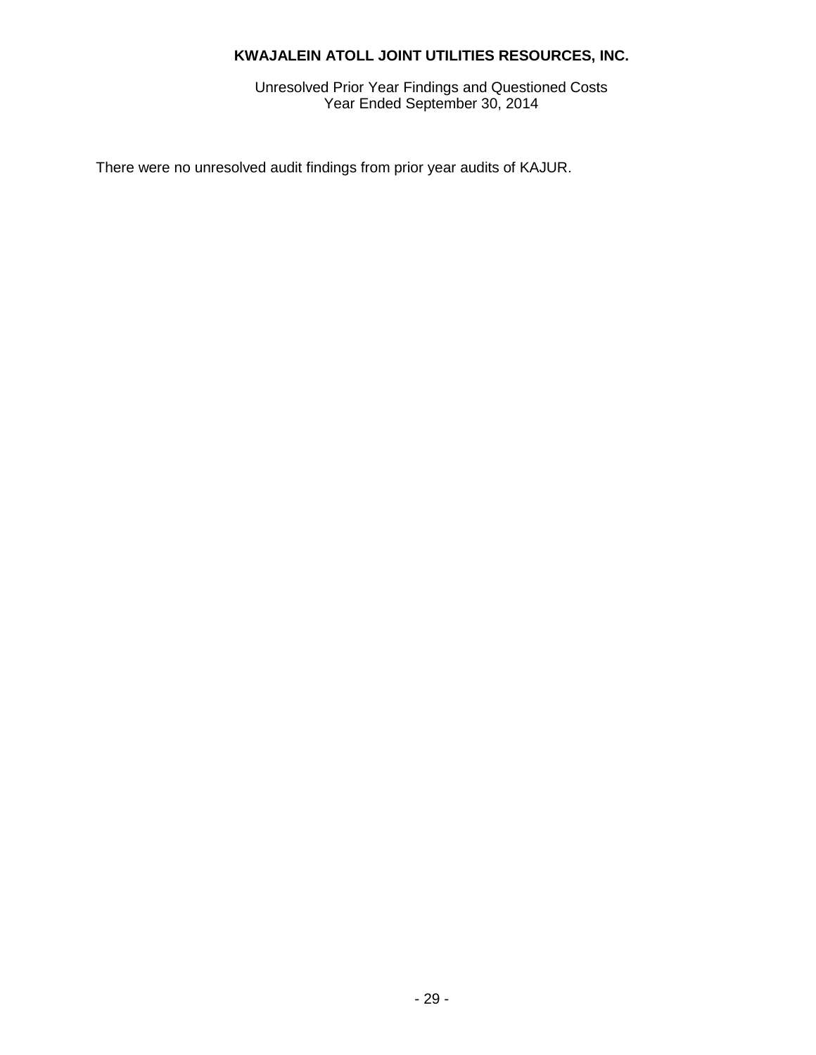# KWAJALEIN ATOLL JOINT UTILITIES RESOURCES, INC.

Unresolved Prior Year Findings and Questioned Costs
Year Ended September 30, 2014

There were no unresolved audit findings from prior year audits of KAJUR.